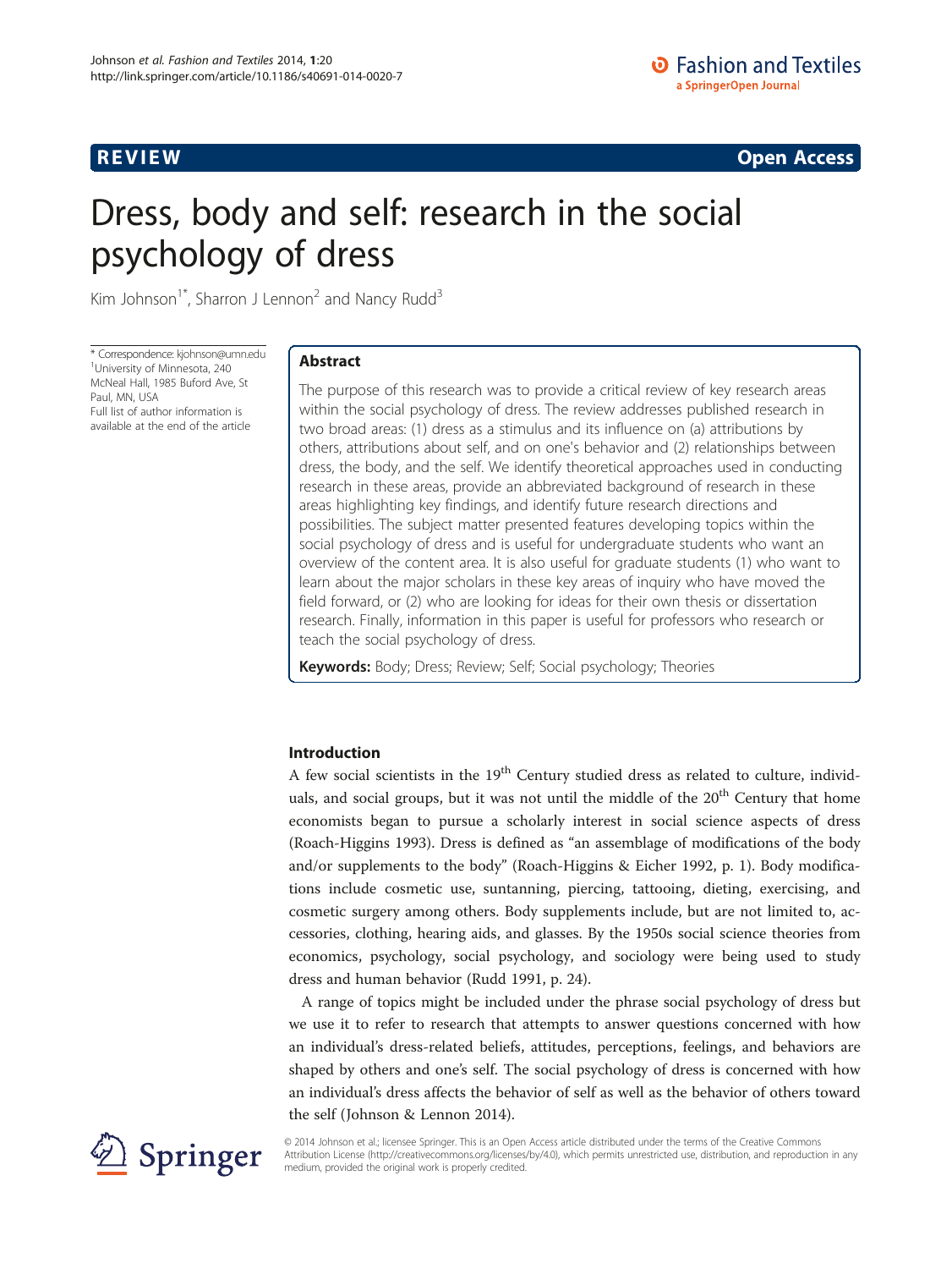REVIEW Open Access

# Dress, body and self: research in the social psychology of dress

Kim Johnson[1*], Sharron J Lennon[2] and Nancy Rudd[3]

\* Correspondence: kjohnson@umn.edu
[1]University of Minnesota, 240 McNeal Hall, 1985 Buford Ave, St Paul, MN, USA
Full list of author information is available at the end of the article

## Abstract

The purpose of this research was to provide a critical review of key research areas within the social psychology of dress. The review addresses published research in two broad areas: (1) dress as a stimulus and its influence on (a) attributions by others, attributions about self, and on one's behavior and (2) relationships between dress, the body, and the self. We identify theoretical approaches used in conducting research in these areas, provide an abbreviated background of research in these areas highlighting key findings, and identify future research directions and possibilities. The subject matter presented features developing topics within the social psychology of dress and is useful for undergraduate students who want an overview of the content area. It is also useful for graduate students (1) who want to learn about the major scholars in these key areas of inquiry who have moved the field forward, or (2) who are looking for ideas for their own thesis or dissertation research. Finally, information in this paper is useful for professors who research or teach the social psychology of dress.

**Keywords:** Body; Dress; Review; Self; Social psychology; Theories

## Introduction

A few social scientists in the 19th Century studied dress as related to culture, individuals, and social groups, but it was not until the middle of the 20th Century that home economists began to pursue a scholarly interest in social science aspects of dress (Roach-Higgins 1993). Dress is defined as "an assemblage of modifications of the body and/or supplements to the body" (Roach-Higgins & Eicher 1992, p. 1). Body modifications include cosmetic use, suntanning, piercing, tattooing, dieting, exercising, and cosmetic surgery among others. Body supplements include, but are not limited to, accessories, clothing, hearing aids, and glasses. By the 1950s social science theories from economics, psychology, social psychology, and sociology were being used to study dress and human behavior (Rudd 1991, p. 24).

A range of topics might be included under the phrase social psychology of dress but we use it to refer to research that attempts to answer questions concerned with how an individual's dress-related beliefs, attitudes, perceptions, feelings, and behaviors are shaped by others and one's self. The social psychology of dress is concerned with how an individual's dress affects the behavior of self as well as the behavior of others toward the self (Johnson & Lennon 2014).

© 2014 Johnson et al.; licensee Springer. This is an Open Access article distributed under the terms of the Creative Commons Attribution License (http://creativecommons.org/licenses/by/4.0), which permits unrestricted use, distribution, and reproduction in any medium, provided the original work is properly credited.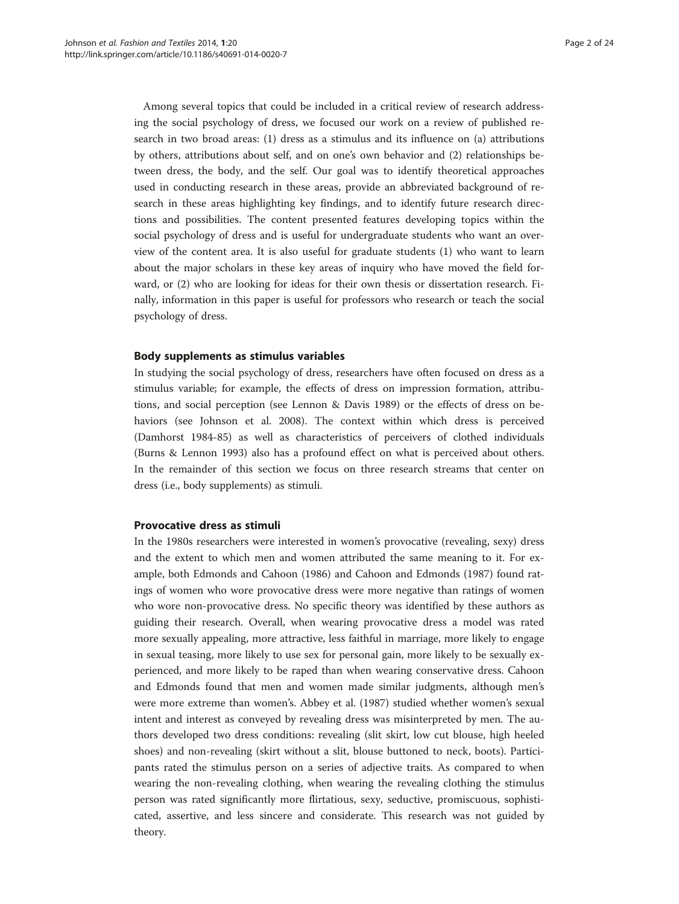Among several topics that could be included in a critical review of research addressing the social psychology of dress, we focused our work on a review of published research in two broad areas: (1) dress as a stimulus and its influence on (a) attributions by others, attributions about self, and on one's own behavior and (2) relationships between dress, the body, and the self. Our goal was to identify theoretical approaches used in conducting research in these areas, provide an abbreviated background of research in these areas highlighting key findings, and to identify future research directions and possibilities. The content presented features developing topics within the social psychology of dress and is useful for undergraduate students who want an overview of the content area. It is also useful for graduate students (1) who want to learn about the major scholars in these key areas of inquiry who have moved the field forward, or (2) who are looking for ideas for their own thesis or dissertation research. Finally, information in this paper is useful for professors who research or teach the social psychology of dress.

## Body supplements as stimulus variables

In studying the social psychology of dress, researchers have often focused on dress as a stimulus variable; for example, the effects of dress on impression formation, attributions, and social perception (see Lennon & Davis 1989) or the effects of dress on behaviors (see Johnson et al. 2008). The context within which dress is perceived (Damhorst 1984-85) as well as characteristics of perceivers of clothed individuals (Burns & Lennon 1993) also has a profound effect on what is perceived about others. In the remainder of this section we focus on three research streams that center on dress (i.e., body supplements) as stimuli.

## Provocative dress as stimuli

In the 1980s researchers were interested in women's provocative (revealing, sexy) dress and the extent to which men and women attributed the same meaning to it. For example, both Edmonds and Cahoon (1986) and Cahoon and Edmonds (1987) found ratings of women who wore provocative dress were more negative than ratings of women who wore non-provocative dress. No specific theory was identified by these authors as guiding their research. Overall, when wearing provocative dress a model was rated more sexually appealing, more attractive, less faithful in marriage, more likely to engage in sexual teasing, more likely to use sex for personal gain, more likely to be sexually experienced, and more likely to be raped than when wearing conservative dress. Cahoon and Edmonds found that men and women made similar judgments, although men's were more extreme than women's. Abbey et al. (1987) studied whether women's sexual intent and interest as conveyed by revealing dress was misinterpreted by men. The authors developed two dress conditions: revealing (slit skirt, low cut blouse, high heeled shoes) and non-revealing (skirt without a slit, blouse buttoned to neck, boots). Participants rated the stimulus person on a series of adjective traits. As compared to when wearing the non-revealing clothing, when wearing the revealing clothing the stimulus person was rated significantly more flirtatious, sexy, seductive, promiscuous, sophisticated, assertive, and less sincere and considerate. This research was not guided by theory.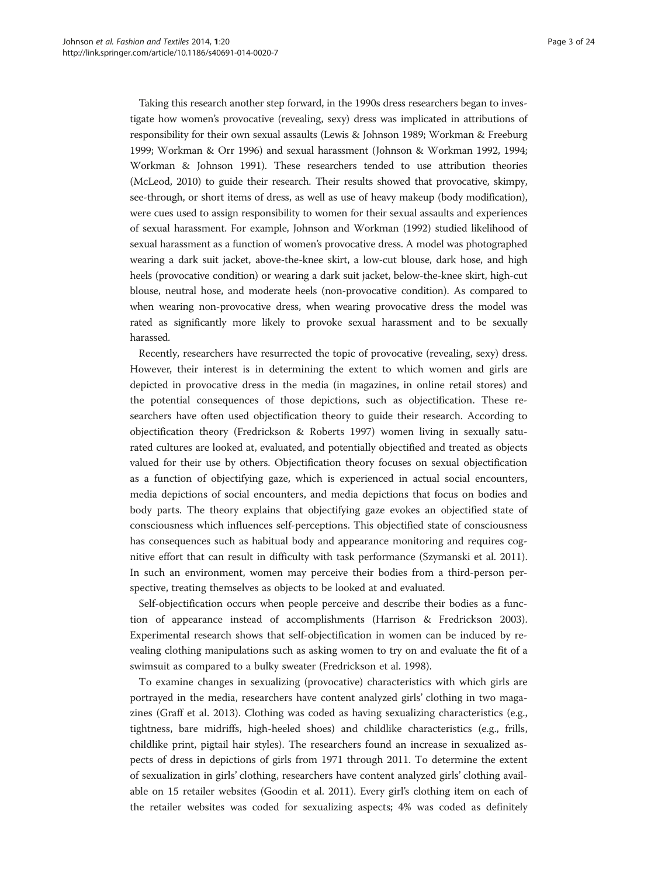Taking this research another step forward, in the 1990s dress researchers began to investigate how women's provocative (revealing, sexy) dress was implicated in attributions of responsibility for their own sexual assaults (Lewis & Johnson 1989; Workman & Freeburg 1999; Workman & Orr 1996) and sexual harassment (Johnson & Workman 1992, 1994; Workman & Johnson 1991). These researchers tended to use attribution theories (McLeod, 2010) to guide their research. Their results showed that provocative, skimpy, see-through, or short items of dress, as well as use of heavy makeup (body modification), were cues used to assign responsibility to women for their sexual assaults and experiences of sexual harassment. For example, Johnson and Workman (1992) studied likelihood of sexual harassment as a function of women's provocative dress. A model was photographed wearing a dark suit jacket, above-the-knee skirt, a low-cut blouse, dark hose, and high heels (provocative condition) or wearing a dark suit jacket, below-the-knee skirt, high-cut blouse, neutral hose, and moderate heels (non-provocative condition). As compared to when wearing non-provocative dress, when wearing provocative dress the model was rated as significantly more likely to provoke sexual harassment and to be sexually harassed.

Recently, researchers have resurrected the topic of provocative (revealing, sexy) dress. However, their interest is in determining the extent to which women and girls are depicted in provocative dress in the media (in magazines, in online retail stores) and the potential consequences of those depictions, such as objectification. These researchers have often used objectification theory to guide their research. According to objectification theory (Fredrickson & Roberts 1997) women living in sexually saturated cultures are looked at, evaluated, and potentially objectified and treated as objects valued for their use by others. Objectification theory focuses on sexual objectification as a function of objectifying gaze, which is experienced in actual social encounters, media depictions of social encounters, and media depictions that focus on bodies and body parts. The theory explains that objectifying gaze evokes an objectified state of consciousness which influences self-perceptions. This objectified state of consciousness has consequences such as habitual body and appearance monitoring and requires cognitive effort that can result in difficulty with task performance (Szymanski et al. 2011). In such an environment, women may perceive their bodies from a third-person perspective, treating themselves as objects to be looked at and evaluated.

Self-objectification occurs when people perceive and describe their bodies as a function of appearance instead of accomplishments (Harrison & Fredrickson 2003). Experimental research shows that self-objectification in women can be induced by revealing clothing manipulations such as asking women to try on and evaluate the fit of a swimsuit as compared to a bulky sweater (Fredrickson et al. 1998).

To examine changes in sexualizing (provocative) characteristics with which girls are portrayed in the media, researchers have content analyzed girls' clothing in two magazines (Graff et al. 2013). Clothing was coded as having sexualizing characteristics (e.g., tightness, bare midriffs, high-heeled shoes) and childlike characteristics (e.g., frills, childlike print, pigtail hair styles). The researchers found an increase in sexualized aspects of dress in depictions of girls from 1971 through 2011. To determine the extent of sexualization in girls' clothing, researchers have content analyzed girls' clothing available on 15 retailer websites (Goodin et al. 2011). Every girl's clothing item on each of the retailer websites was coded for sexualizing aspects; 4% was coded as definitely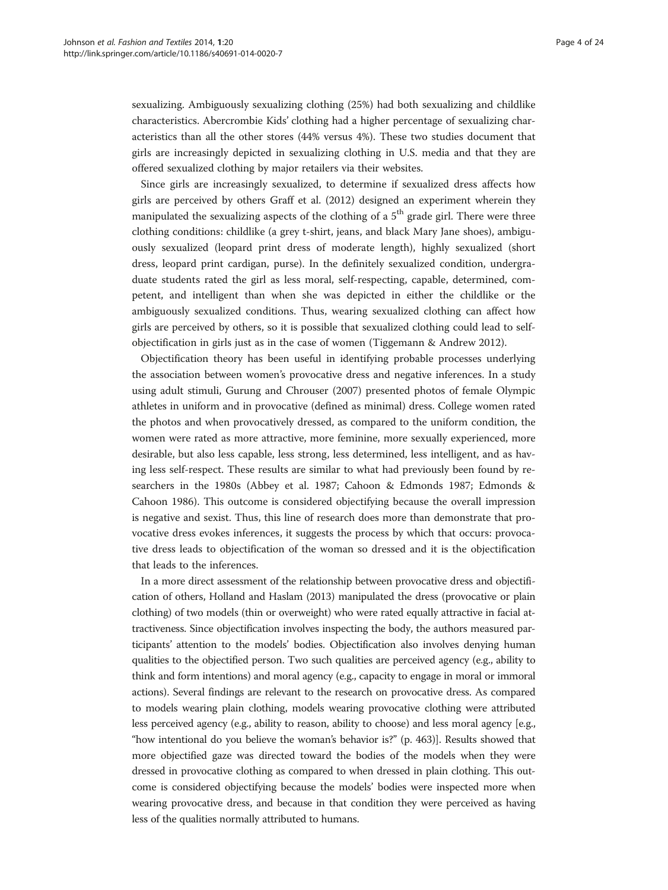sexualizing. Ambiguously sexualizing clothing (25%) had both sexualizing and childlike characteristics. Abercrombie Kids' clothing had a higher percentage of sexualizing characteristics than all the other stores (44% versus 4%). These two studies document that girls are increasingly depicted in sexualizing clothing in U.S. media and that they are offered sexualized clothing by major retailers via their websites.

Since girls are increasingly sexualized, to determine if sexualized dress affects how girls are perceived by others Graff et al. (2012) designed an experiment wherein they manipulated the sexualizing aspects of the clothing of a 5th grade girl. There were three clothing conditions: childlike (a grey t-shirt, jeans, and black Mary Jane shoes), ambiguously sexualized (leopard print dress of moderate length), highly sexualized (short dress, leopard print cardigan, purse). In the definitely sexualized condition, undergraduate students rated the girl as less moral, self-respecting, capable, determined, competent, and intelligent than when she was depicted in either the childlike or the ambiguously sexualized conditions. Thus, wearing sexualized clothing can affect how girls are perceived by others, so it is possible that sexualized clothing could lead to self-objectification in girls just as in the case of women (Tiggemann & Andrew 2012).

Objectification theory has been useful in identifying probable processes underlying the association between women's provocative dress and negative inferences. In a study using adult stimuli, Gurung and Chrouser (2007) presented photos of female Olympic athletes in uniform and in provocative (defined as minimal) dress. College women rated the photos and when provocatively dressed, as compared to the uniform condition, the women were rated as more attractive, more feminine, more sexually experienced, more desirable, but also less capable, less strong, less determined, less intelligent, and as having less self-respect. These results are similar to what had previously been found by researchers in the 1980s (Abbey et al. 1987; Cahoon & Edmonds 1987; Edmonds & Cahoon 1986). This outcome is considered objectifying because the overall impression is negative and sexist. Thus, this line of research does more than demonstrate that provocative dress evokes inferences, it suggests the process by which that occurs: provocative dress leads to objectification of the woman so dressed and it is the objectification that leads to the inferences.

In a more direct assessment of the relationship between provocative dress and objectification of others, Holland and Haslam (2013) manipulated the dress (provocative or plain clothing) of two models (thin or overweight) who were rated equally attractive in facial attractiveness. Since objectification involves inspecting the body, the authors measured participants' attention to the models' bodies. Objectification also involves denying human qualities to the objectified person. Two such qualities are perceived agency (e.g., ability to think and form intentions) and moral agency (e.g., capacity to engage in moral or immoral actions). Several findings are relevant to the research on provocative dress. As compared to models wearing plain clothing, models wearing provocative clothing were attributed less perceived agency (e.g., ability to reason, ability to choose) and less moral agency [e.g., "how intentional do you believe the woman's behavior is?" (p. 463)]. Results showed that more objectified gaze was directed toward the bodies of the models when they were dressed in provocative clothing as compared to when dressed in plain clothing. This outcome is considered objectifying because the models' bodies were inspected more when wearing provocative dress, and because in that condition they were perceived as having less of the qualities normally attributed to humans.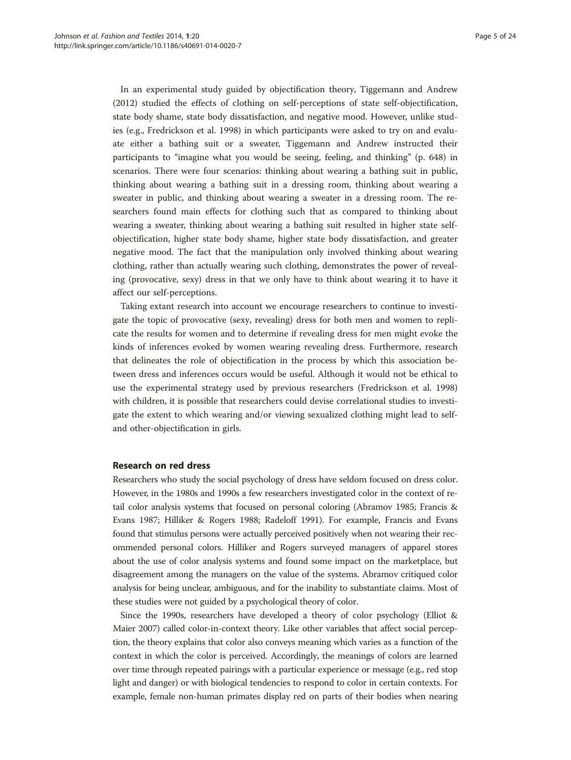In an experimental study guided by objectification theory, Tiggemann and Andrew (2012) studied the effects of clothing on self-perceptions of state self-objectification, state body shame, state body dissatisfaction, and negative mood. However, unlike studies (e.g., Fredrickson et al. 1998) in which participants were asked to try on and evaluate either a bathing suit or a sweater, Tiggemann and Andrew instructed their participants to "imagine what you would be seeing, feeling, and thinking" (p. 648) in scenarios. There were four scenarios: thinking about wearing a bathing suit in public, thinking about wearing a bathing suit in a dressing room, thinking about wearing a sweater in public, and thinking about wearing a sweater in a dressing room. The researchers found main effects for clothing such that as compared to thinking about wearing a sweater, thinking about wearing a bathing suit resulted in higher state self-objectification, higher state body shame, higher state body dissatisfaction, and greater negative mood. The fact that the manipulation only involved thinking about wearing clothing, rather than actually wearing such clothing, demonstrates the power of revealing (provocative, sexy) dress in that we only have to think about wearing it to have it affect our self-perceptions.

Taking extant research into account we encourage researchers to continue to investigate the topic of provocative (sexy, revealing) dress for both men and women to replicate the results for women and to determine if revealing dress for men might evoke the kinds of inferences evoked by women wearing revealing dress. Furthermore, research that delineates the role of objectification in the process by which this association between dress and inferences occurs would be useful. Although it would not be ethical to use the experimental strategy used by previous researchers (Fredrickson et al. 1998) with children, it is possible that researchers could devise correlational studies to investigate the extent to which wearing and/or viewing sexualized clothing might lead to self- and other-objectification in girls.

## Research on red dress

Researchers who study the social psychology of dress have seldom focused on dress color. However, in the 1980s and 1990s a few researchers investigated color in the context of retail color analysis systems that focused on personal coloring (Abramov 1985; Francis & Evans 1987; Hilliker & Rogers 1988; Radeloff 1991). For example, Francis and Evans found that stimulus persons were actually perceived positively when not wearing their recommended personal colors. Hilliker and Rogers surveyed managers of apparel stores about the use of color analysis systems and found some impact on the marketplace, but disagreement among the managers on the value of the systems. Abramov critiqued color analysis for being unclear, ambiguous, and for the inability to substantiate claims. Most of these studies were not guided by a psychological theory of color.

Since the 1990s, researchers have developed a theory of color psychology (Elliot & Maier 2007) called color-in-context theory. Like other variables that affect social perception, the theory explains that color also conveys meaning which varies as a function of the context in which the color is perceived. Accordingly, the meanings of colors are learned over time through repeated pairings with a particular experience or message (e.g., red stop light and danger) or with biological tendencies to respond to color in certain contexts. For example, female non-human primates display red on parts of their bodies when nearing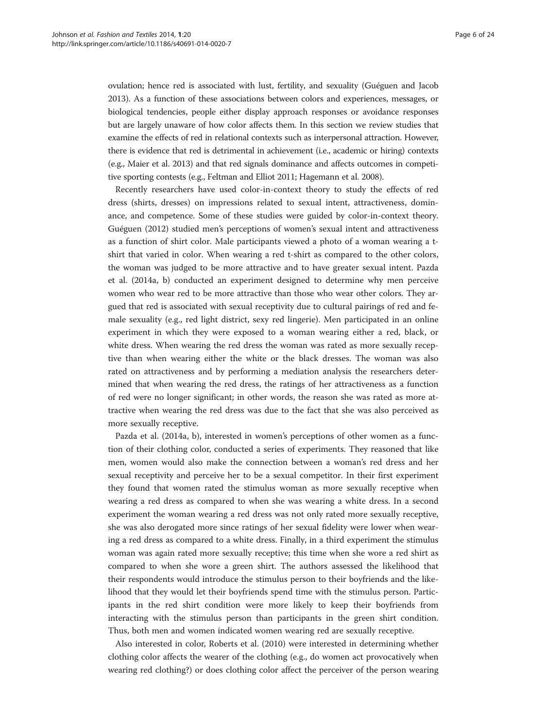ovulation; hence red is associated with lust, fertility, and sexuality (Guéguen and Jacob 2013). As a function of these associations between colors and experiences, messages, or biological tendencies, people either display approach responses or avoidance responses but are largely unaware of how color affects them. In this section we review studies that examine the effects of red in relational contexts such as interpersonal attraction. However, there is evidence that red is detrimental in achievement (i.e., academic or hiring) contexts (e.g., Maier et al. 2013) and that red signals dominance and affects outcomes in competitive sporting contests (e.g., Feltman and Elliot 2011; Hagemann et al. 2008).

Recently researchers have used color-in-context theory to study the effects of red dress (shirts, dresses) on impressions related to sexual intent, attractiveness, dominance, and competence. Some of these studies were guided by color-in-context theory. Guéguen (2012) studied men's perceptions of women's sexual intent and attractiveness as a function of shirt color. Male participants viewed a photo of a woman wearing a t-shirt that varied in color. When wearing a red t-shirt as compared to the other colors, the woman was judged to be more attractive and to have greater sexual intent. Pazda et al. (2014a, b) conducted an experiment designed to determine why men perceive women who wear red to be more attractive than those who wear other colors. They argued that red is associated with sexual receptivity due to cultural pairings of red and female sexuality (e.g., red light district, sexy red lingerie). Men participated in an online experiment in which they were exposed to a woman wearing either a red, black, or white dress. When wearing the red dress the woman was rated as more sexually receptive than when wearing either the white or the black dresses. The woman was also rated on attractiveness and by performing a mediation analysis the researchers determined that when wearing the red dress, the ratings of her attractiveness as a function of red were no longer significant; in other words, the reason she was rated as more attractive when wearing the red dress was due to the fact that she was also perceived as more sexually receptive.

Pazda et al. (2014a, b), interested in women's perceptions of other women as a function of their clothing color, conducted a series of experiments. They reasoned that like men, women would also make the connection between a woman's red dress and her sexual receptivity and perceive her to be a sexual competitor. In their first experiment they found that women rated the stimulus woman as more sexually receptive when wearing a red dress as compared to when she was wearing a white dress. In a second experiment the woman wearing a red dress was not only rated more sexually receptive, she was also derogated more since ratings of her sexual fidelity were lower when wearing a red dress as compared to a white dress. Finally, in a third experiment the stimulus woman was again rated more sexually receptive; this time when she wore a red shirt as compared to when she wore a green shirt. The authors assessed the likelihood that their respondents would introduce the stimulus person to their boyfriends and the likelihood that they would let their boyfriends spend time with the stimulus person. Participants in the red shirt condition were more likely to keep their boyfriends from interacting with the stimulus person than participants in the green shirt condition. Thus, both men and women indicated women wearing red are sexually receptive.

Also interested in color, Roberts et al. (2010) were interested in determining whether clothing color affects the wearer of the clothing (e.g., do women act provocatively when wearing red clothing?) or does clothing color affect the perceiver of the person wearing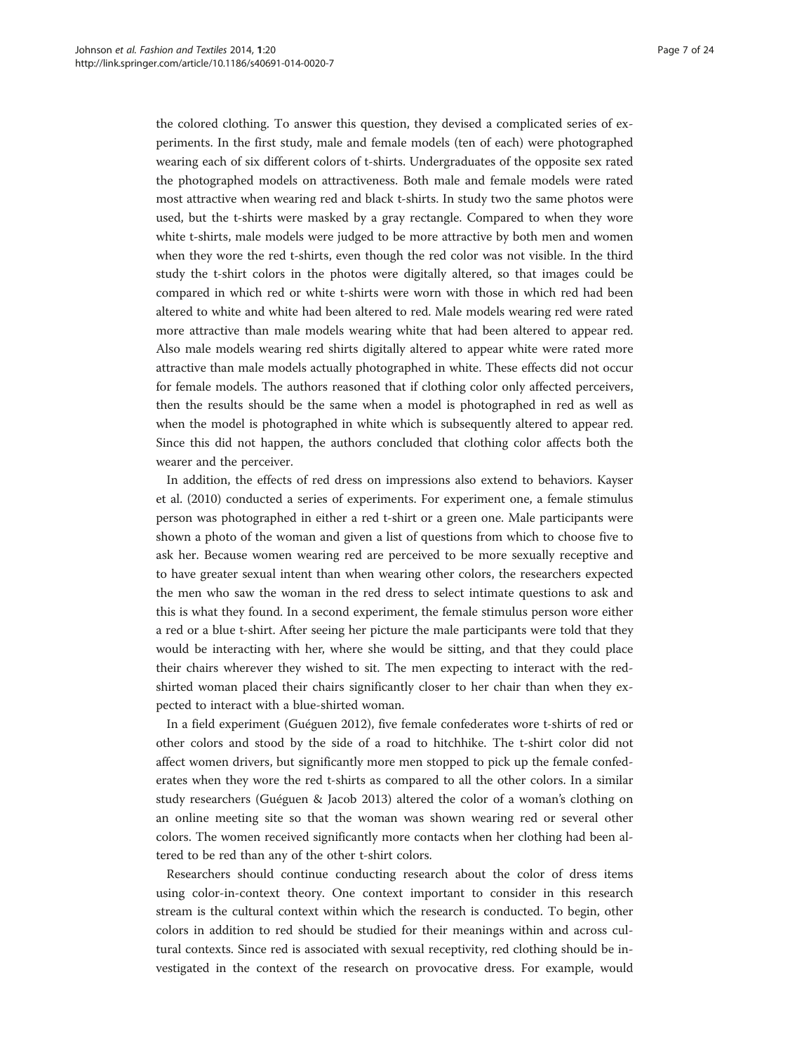the colored clothing. To answer this question, they devised a complicated series of experiments. In the first study, male and female models (ten of each) were photographed wearing each of six different colors of t-shirts. Undergraduates of the opposite sex rated the photographed models on attractiveness. Both male and female models were rated most attractive when wearing red and black t-shirts. In study two the same photos were used, but the t-shirts were masked by a gray rectangle. Compared to when they wore white t-shirts, male models were judged to be more attractive by both men and women when they wore the red t-shirts, even though the red color was not visible. In the third study the t-shirt colors in the photos were digitally altered, so that images could be compared in which red or white t-shirts were worn with those in which red had been altered to white and white had been altered to red. Male models wearing red were rated more attractive than male models wearing white that had been altered to appear red. Also male models wearing red shirts digitally altered to appear white were rated more attractive than male models actually photographed in white. These effects did not occur for female models. The authors reasoned that if clothing color only affected perceivers, then the results should be the same when a model is photographed in red as well as when the model is photographed in white which is subsequently altered to appear red. Since this did not happen, the authors concluded that clothing color affects both the wearer and the perceiver.

In addition, the effects of red dress on impressions also extend to behaviors. Kayser et al. (2010) conducted a series of experiments. For experiment one, a female stimulus person was photographed in either a red t-shirt or a green one. Male participants were shown a photo of the woman and given a list of questions from which to choose five to ask her. Because women wearing red are perceived to be more sexually receptive and to have greater sexual intent than when wearing other colors, the researchers expected the men who saw the woman in the red dress to select intimate questions to ask and this is what they found. In a second experiment, the female stimulus person wore either a red or a blue t-shirt. After seeing her picture the male participants were told that they would be interacting with her, where she would be sitting, and that they could place their chairs wherever they wished to sit. The men expecting to interact with the red-shirted woman placed their chairs significantly closer to her chair than when they expected to interact with a blue-shirted woman.

In a field experiment (Guéguen 2012), five female confederates wore t-shirts of red or other colors and stood by the side of a road to hitchhike. The t-shirt color did not affect women drivers, but significantly more men stopped to pick up the female confederates when they wore the red t-shirts as compared to all the other colors. In a similar study researchers (Guéguen & Jacob 2013) altered the color of a woman's clothing on an online meeting site so that the woman was shown wearing red or several other colors. The women received significantly more contacts when her clothing had been altered to be red than any of the other t-shirt colors.

Researchers should continue conducting research about the color of dress items using color-in-context theory. One context important to consider in this research stream is the cultural context within which the research is conducted. To begin, other colors in addition to red should be studied for their meanings within and across cultural contexts. Since red is associated with sexual receptivity, red clothing should be investigated in the context of the research on provocative dress. For example, would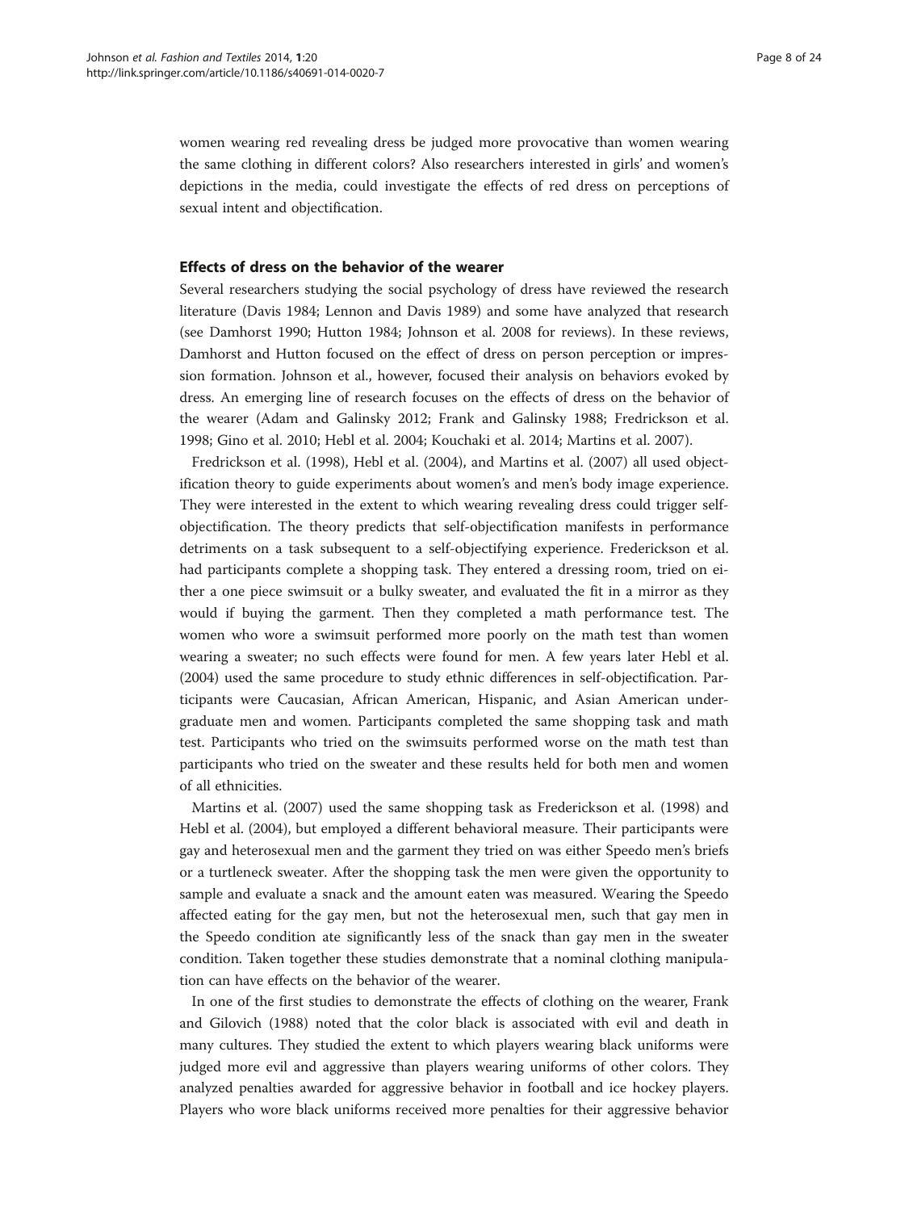women wearing red revealing dress be judged more provocative than women wearing the same clothing in different colors? Also researchers interested in girls' and women's depictions in the media, could investigate the effects of red dress on perceptions of sexual intent and objectification.

### Effects of dress on the behavior of the wearer

Several researchers studying the social psychology of dress have reviewed the research literature (Davis 1984; Lennon and Davis 1989) and some have analyzed that research (see Damhorst 1990; Hutton 1984; Johnson et al. 2008 for reviews). In these reviews, Damhorst and Hutton focused on the effect of dress on person perception or impression formation. Johnson et al., however, focused their analysis on behaviors evoked by dress. An emerging line of research focuses on the effects of dress on the behavior of the wearer (Adam and Galinsky 2012; Frank and Galinsky 1988; Fredrickson et al. 1998; Gino et al. 2010; Hebl et al. 2004; Kouchaki et al. 2014; Martins et al. 2007).

Fredrickson et al. (1998), Hebl et al. (2004), and Martins et al. (2007) all used objectification theory to guide experiments about women's and men's body image experience. They were interested in the extent to which wearing revealing dress could trigger self-objectification. The theory predicts that self-objectification manifests in performance detriments on a task subsequent to a self-objectifying experience. Frederickson et al. had participants complete a shopping task. They entered a dressing room, tried on either a one piece swimsuit or a bulky sweater, and evaluated the fit in a mirror as they would if buying the garment. Then they completed a math performance test. The women who wore a swimsuit performed more poorly on the math test than women wearing a sweater; no such effects were found for men. A few years later Hebl et al. (2004) used the same procedure to study ethnic differences in self-objectification. Participants were Caucasian, African American, Hispanic, and Asian American undergraduate men and women. Participants completed the same shopping task and math test. Participants who tried on the swimsuits performed worse on the math test than participants who tried on the sweater and these results held for both men and women of all ethnicities.

Martins et al. (2007) used the same shopping task as Frederickson et al. (1998) and Hebl et al. (2004), but employed a different behavioral measure. Their participants were gay and heterosexual men and the garment they tried on was either Speedo men's briefs or a turtleneck sweater. After the shopping task the men were given the opportunity to sample and evaluate a snack and the amount eaten was measured. Wearing the Speedo affected eating for the gay men, but not the heterosexual men, such that gay men in the Speedo condition ate significantly less of the snack than gay men in the sweater condition. Taken together these studies demonstrate that a nominal clothing manipulation can have effects on the behavior of the wearer.

In one of the first studies to demonstrate the effects of clothing on the wearer, Frank and Gilovich (1988) noted that the color black is associated with evil and death in many cultures. They studied the extent to which players wearing black uniforms were judged more evil and aggressive than players wearing uniforms of other colors. They analyzed penalties awarded for aggressive behavior in football and ice hockey players. Players who wore black uniforms received more penalties for their aggressive behavior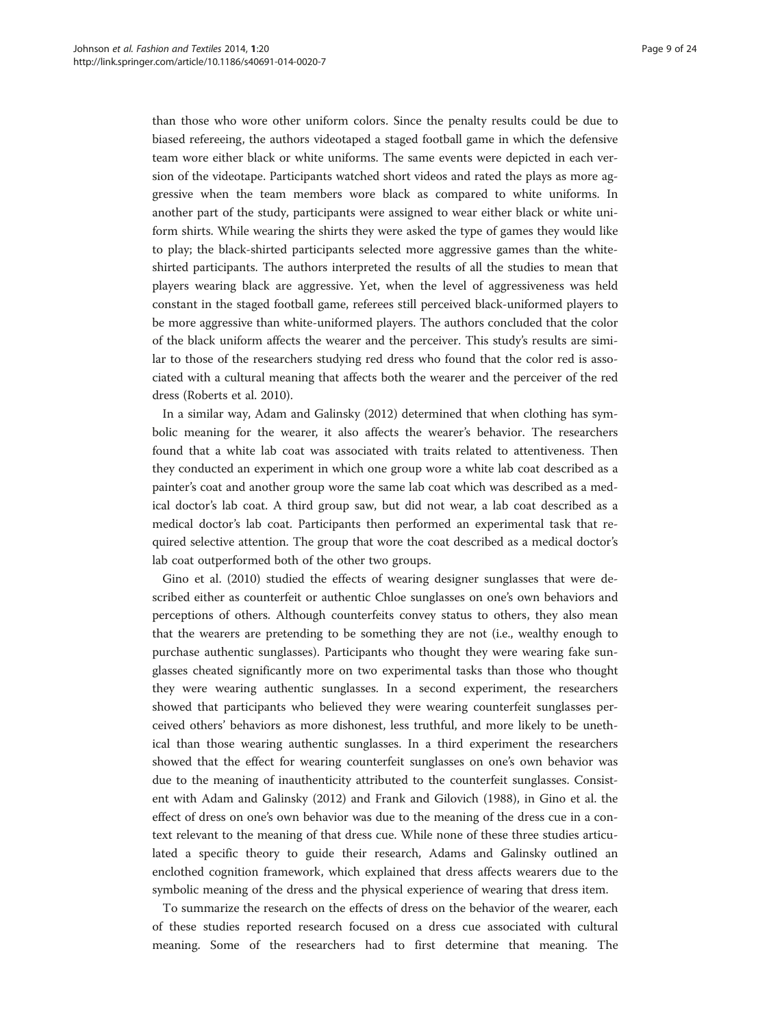than those who wore other uniform colors. Since the penalty results could be due to biased refereeing, the authors videotaped a staged football game in which the defensive team wore either black or white uniforms. The same events were depicted in each version of the videotape. Participants watched short videos and rated the plays as more aggressive when the team members wore black as compared to white uniforms. In another part of the study, participants were assigned to wear either black or white uniform shirts. While wearing the shirts they were asked the type of games they would like to play; the black-shirted participants selected more aggressive games than the white-shirted participants. The authors interpreted the results of all the studies to mean that players wearing black are aggressive. Yet, when the level of aggressiveness was held constant in the staged football game, referees still perceived black-uniformed players to be more aggressive than white-uniformed players. The authors concluded that the color of the black uniform affects the wearer and the perceiver. This study's results are similar to those of the researchers studying red dress who found that the color red is associated with a cultural meaning that affects both the wearer and the perceiver of the red dress (Roberts et al. 2010).

In a similar way, Adam and Galinsky (2012) determined that when clothing has symbolic meaning for the wearer, it also affects the wearer's behavior. The researchers found that a white lab coat was associated with traits related to attentiveness. Then they conducted an experiment in which one group wore a white lab coat described as a painter's coat and another group wore the same lab coat which was described as a medical doctor's lab coat. A third group saw, but did not wear, a lab coat described as a medical doctor's lab coat. Participants then performed an experimental task that required selective attention. The group that wore the coat described as a medical doctor's lab coat outperformed both of the other two groups.

Gino et al. (2010) studied the effects of wearing designer sunglasses that were described either as counterfeit or authentic Chloe sunglasses on one's own behaviors and perceptions of others. Although counterfeits convey status to others, they also mean that the wearers are pretending to be something they are not (i.e., wealthy enough to purchase authentic sunglasses). Participants who thought they were wearing fake sunglasses cheated significantly more on two experimental tasks than those who thought they were wearing authentic sunglasses. In a second experiment, the researchers showed that participants who believed they were wearing counterfeit sunglasses perceived others' behaviors as more dishonest, less truthful, and more likely to be unethical than those wearing authentic sunglasses. In a third experiment the researchers showed that the effect for wearing counterfeit sunglasses on one's own behavior was due to the meaning of inauthenticity attributed to the counterfeit sunglasses. Consistent with Adam and Galinsky (2012) and Frank and Gilovich (1988), in Gino et al. the effect of dress on one's own behavior was due to the meaning of the dress cue in a context relevant to the meaning of that dress cue. While none of these three studies articulated a specific theory to guide their research, Adams and Galinsky outlined an enclothed cognition framework, which explained that dress affects wearers due to the symbolic meaning of the dress and the physical experience of wearing that dress item.

To summarize the research on the effects of dress on the behavior of the wearer, each of these studies reported research focused on a dress cue associated with cultural meaning. Some of the researchers had to first determine that meaning. The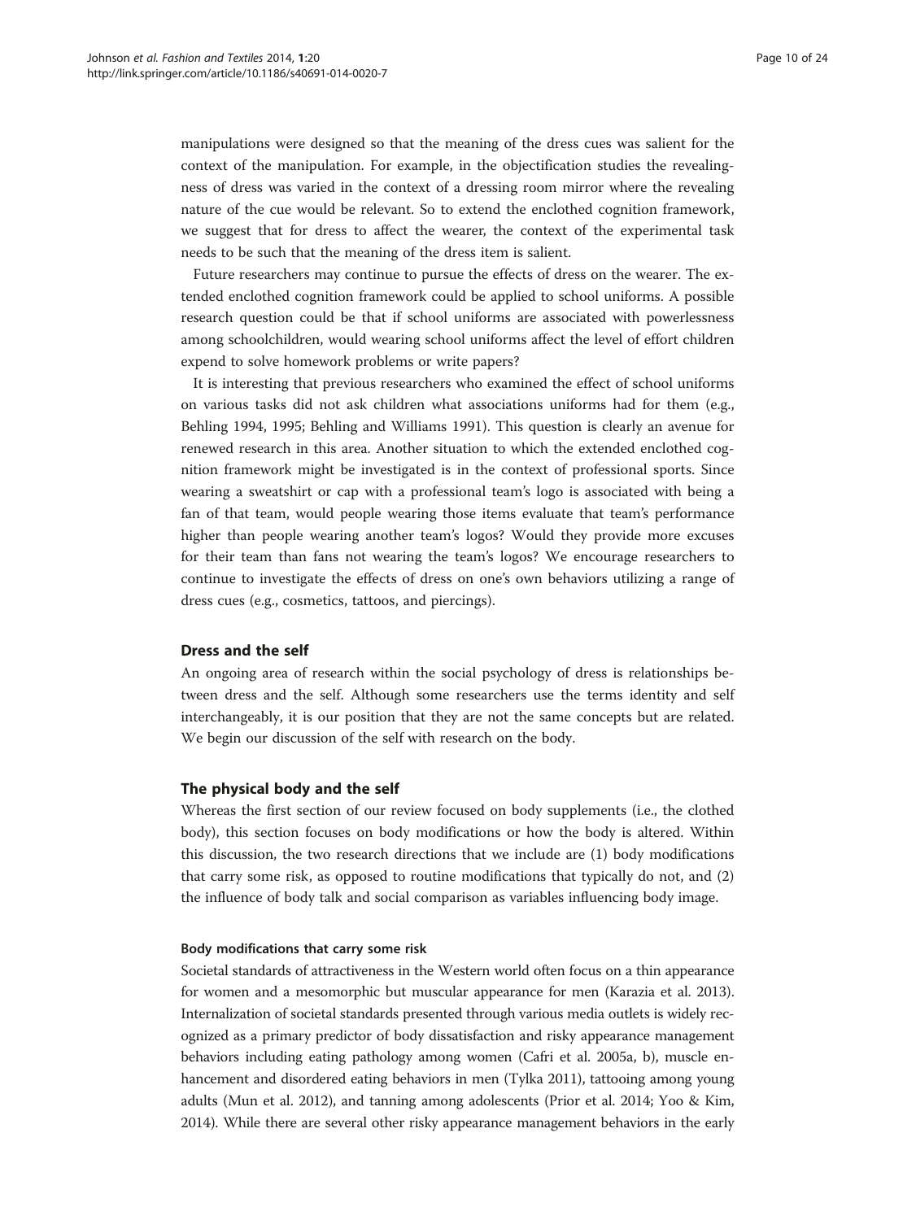manipulations were designed so that the meaning of the dress cues was salient for the context of the manipulation. For example, in the objectification studies the revealingness of dress was varied in the context of a dressing room mirror where the revealing nature of the cue would be relevant. So to extend the enclothed cognition framework, we suggest that for dress to affect the wearer, the context of the experimental task needs to be such that the meaning of the dress item is salient.

Future researchers may continue to pursue the effects of dress on the wearer. The extended enclothed cognition framework could be applied to school uniforms. A possible research question could be that if school uniforms are associated with powerlessness among schoolchildren, would wearing school uniforms affect the level of effort children expend to solve homework problems or write papers?

It is interesting that previous researchers who examined the effect of school uniforms on various tasks did not ask children what associations uniforms had for them (e.g., Behling 1994, 1995; Behling and Williams 1991). This question is clearly an avenue for renewed research in this area. Another situation to which the extended enclothed cognition framework might be investigated is in the context of professional sports. Since wearing a sweatshirt or cap with a professional team's logo is associated with being a fan of that team, would people wearing those items evaluate that team's performance higher than people wearing another team's logos? Would they provide more excuses for their team than fans not wearing the team's logos? We encourage researchers to continue to investigate the effects of dress on one's own behaviors utilizing a range of dress cues (e.g., cosmetics, tattoos, and piercings).

## Dress and the self

An ongoing area of research within the social psychology of dress is relationships between dress and the self. Although some researchers use the terms identity and self interchangeably, it is our position that they are not the same concepts but are related. We begin our discussion of the self with research on the body.

## The physical body and the self

Whereas the first section of our review focused on body supplements (i.e., the clothed body), this section focuses on body modifications or how the body is altered. Within this discussion, the two research directions that we include are (1) body modifications that carry some risk, as opposed to routine modifications that typically do not, and (2) the influence of body talk and social comparison as variables influencing body image.

### Body modifications that carry some risk

Societal standards of attractiveness in the Western world often focus on a thin appearance for women and a mesomorphic but muscular appearance for men (Karazia et al. 2013). Internalization of societal standards presented through various media outlets is widely recognized as a primary predictor of body dissatisfaction and risky appearance management behaviors including eating pathology among women (Cafri et al. 2005a, b), muscle enhancement and disordered eating behaviors in men (Tylka 2011), tattooing among young adults (Mun et al. 2012), and tanning among adolescents (Prior et al. 2014; Yoo & Kim, 2014). While there are several other risky appearance management behaviors in the early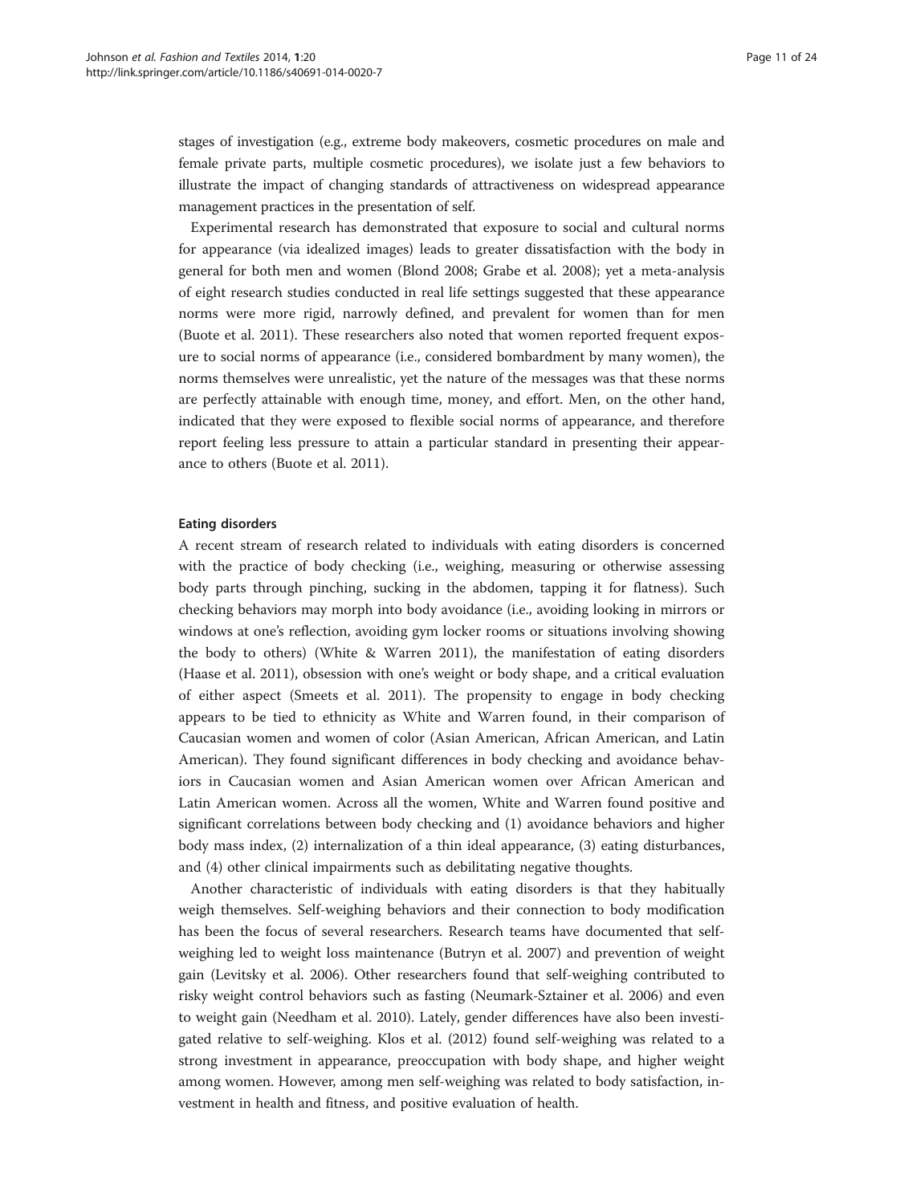stages of investigation (e.g., extreme body makeovers, cosmetic procedures on male and female private parts, multiple cosmetic procedures), we isolate just a few behaviors to illustrate the impact of changing standards of attractiveness on widespread appearance management practices in the presentation of self.

Experimental research has demonstrated that exposure to social and cultural norms for appearance (via idealized images) leads to greater dissatisfaction with the body in general for both men and women (Blond 2008; Grabe et al. 2008); yet a meta-analysis of eight research studies conducted in real life settings suggested that these appearance norms were more rigid, narrowly defined, and prevalent for women than for men (Buote et al. 2011). These researchers also noted that women reported frequent exposure to social norms of appearance (i.e., considered bombardment by many women), the norms themselves were unrealistic, yet the nature of the messages was that these norms are perfectly attainable with enough time, money, and effort. Men, on the other hand, indicated that they were exposed to flexible social norms of appearance, and therefore report feeling less pressure to attain a particular standard in presenting their appearance to others (Buote et al. 2011).

#### Eating disorders

A recent stream of research related to individuals with eating disorders is concerned with the practice of body checking (i.e., weighing, measuring or otherwise assessing body parts through pinching, sucking in the abdomen, tapping it for flatness). Such checking behaviors may morph into body avoidance (i.e., avoiding looking in mirrors or windows at one's reflection, avoiding gym locker rooms or situations involving showing the body to others) (White & Warren 2011), the manifestation of eating disorders (Haase et al. 2011), obsession with one's weight or body shape, and a critical evaluation of either aspect (Smeets et al. 2011). The propensity to engage in body checking appears to be tied to ethnicity as White and Warren found, in their comparison of Caucasian women and women of color (Asian American, African American, and Latin American). They found significant differences in body checking and avoidance behaviors in Caucasian women and Asian American women over African American and Latin American women. Across all the women, White and Warren found positive and significant correlations between body checking and (1) avoidance behaviors and higher body mass index, (2) internalization of a thin ideal appearance, (3) eating disturbances, and (4) other clinical impairments such as debilitating negative thoughts.

Another characteristic of individuals with eating disorders is that they habitually weigh themselves. Self-weighing behaviors and their connection to body modification has been the focus of several researchers. Research teams have documented that self-weighing led to weight loss maintenance (Butryn et al. 2007) and prevention of weight gain (Levitsky et al. 2006). Other researchers found that self-weighing contributed to risky weight control behaviors such as fasting (Neumark-Sztainer et al. 2006) and even to weight gain (Needham et al. 2010). Lately, gender differences have also been investigated relative to self-weighing. Klos et al. (2012) found self-weighing was related to a strong investment in appearance, preoccupation with body shape, and higher weight among women. However, among men self-weighing was related to body satisfaction, investment in health and fitness, and positive evaluation of health.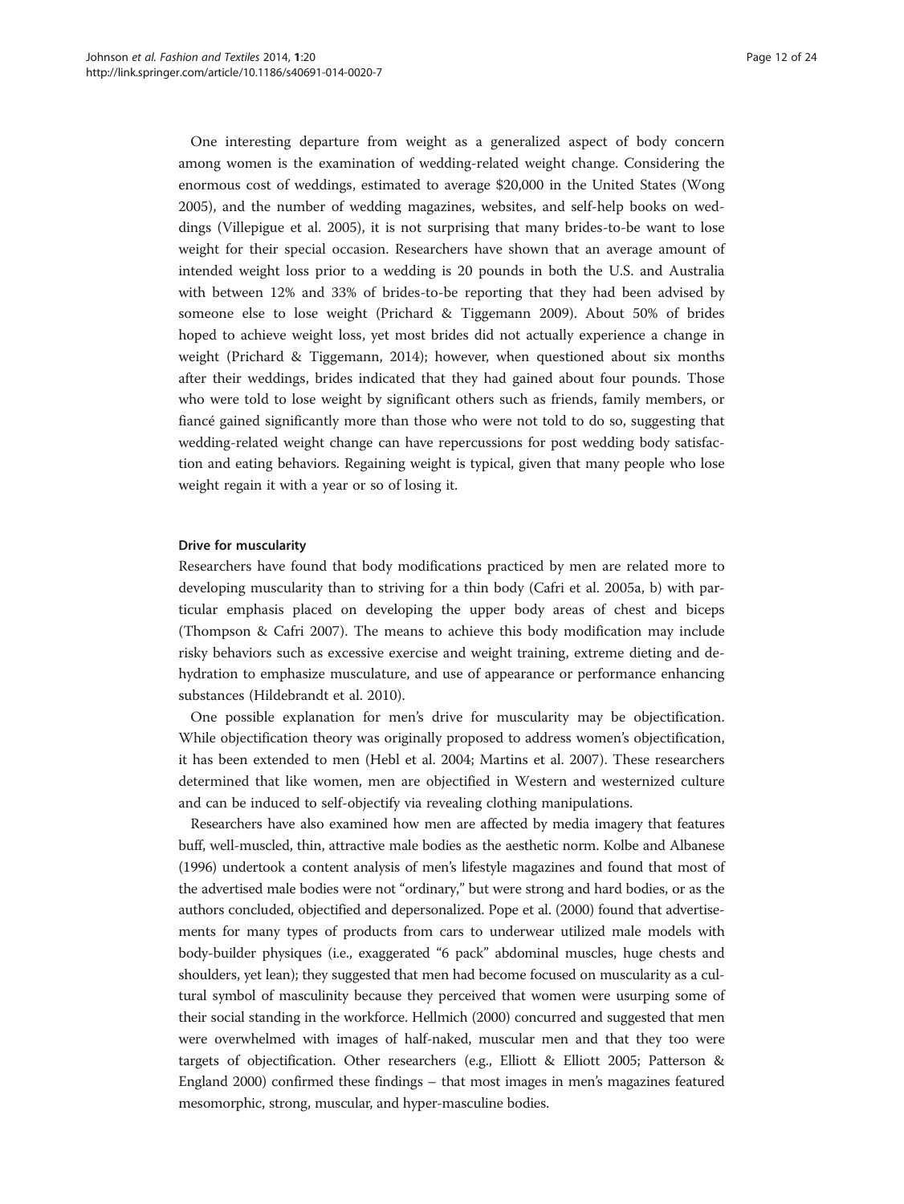One interesting departure from weight as a generalized aspect of body concern among women is the examination of wedding-related weight change. Considering the enormous cost of weddings, estimated to average $20,000 in the United States (Wong 2005), and the number of wedding magazines, websites, and self-help books on weddings (Villepigue et al. 2005), it is not surprising that many brides-to-be want to lose weight for their special occasion. Researchers have shown that an average amount of intended weight loss prior to a wedding is 20 pounds in both the U.S. and Australia with between 12% and 33% of brides-to-be reporting that they had been advised by someone else to lose weight (Prichard & Tiggemann 2009). About 50% of brides hoped to achieve weight loss, yet most brides did not actually experience a change in weight (Prichard & Tiggemann, 2014); however, when questioned about six months after their weddings, brides indicated that they had gained about four pounds. Those who were told to lose weight by significant others such as friends, family members, or fiancé gained significantly more than those who were not told to do so, suggesting that wedding-related weight change can have repercussions for post wedding body satisfaction and eating behaviors. Regaining weight is typical, given that many people who lose weight regain it with a year or so of losing it.

#### Drive for muscularity

Researchers have found that body modifications practiced by men are related more to developing muscularity than to striving for a thin body (Cafri et al. 2005a, b) with particular emphasis placed on developing the upper body areas of chest and biceps (Thompson & Cafri 2007). The means to achieve this body modification may include risky behaviors such as excessive exercise and weight training, extreme dieting and dehydration to emphasize musculature, and use of appearance or performance enhancing substances (Hildebrandt et al. 2010).

One possible explanation for men's drive for muscularity may be objectification. While objectification theory was originally proposed to address women's objectification, it has been extended to men (Hebl et al. 2004; Martins et al. 2007). These researchers determined that like women, men are objectified in Western and westernized culture and can be induced to self-objectify via revealing clothing manipulations.

Researchers have also examined how men are affected by media imagery that features buff, well-muscled, thin, attractive male bodies as the aesthetic norm. Kolbe and Albanese (1996) undertook a content analysis of men's lifestyle magazines and found that most of the advertised male bodies were not "ordinary," but were strong and hard bodies, or as the authors concluded, objectified and depersonalized. Pope et al. (2000) found that advertisements for many types of products from cars to underwear utilized male models with body-builder physiques (i.e., exaggerated "6 pack" abdominal muscles, huge chests and shoulders, yet lean); they suggested that men had become focused on muscularity as a cultural symbol of masculinity because they perceived that women were usurping some of their social standing in the workforce. Hellmich (2000) concurred and suggested that men were overwhelmed with images of half-naked, muscular men and that they too were targets of objectification. Other researchers (e.g., Elliott & Elliott 2005; Patterson & England 2000) confirmed these findings – that most images in men's magazines featured mesomorphic, strong, muscular, and hyper-masculine bodies.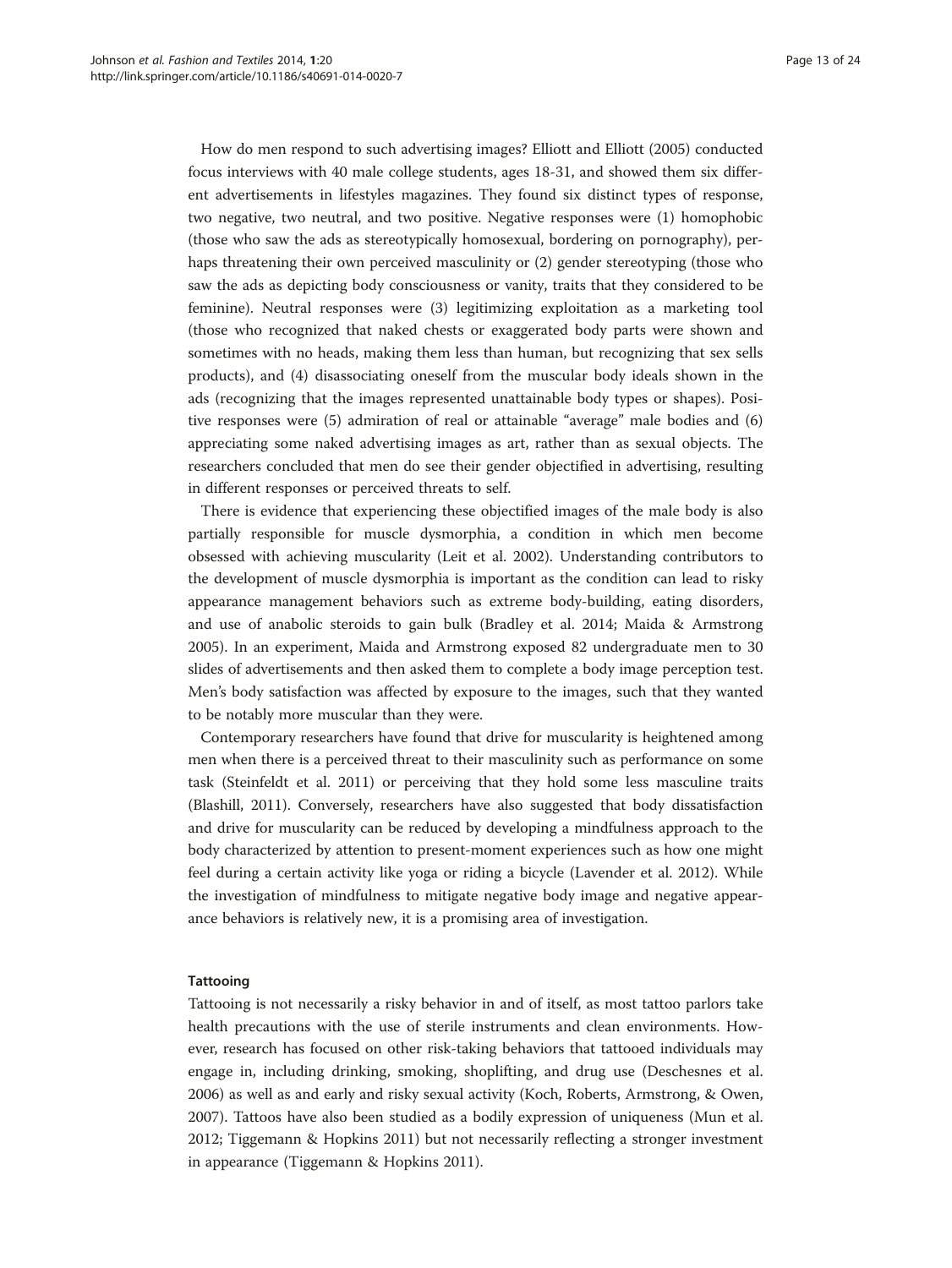How do men respond to such advertising images? Elliott and Elliott (2005) conducted focus interviews with 40 male college students, ages 18-31, and showed them six different advertisements in lifestyles magazines. They found six distinct types of response, two negative, two neutral, and two positive. Negative responses were (1) homophobic (those who saw the ads as stereotypically homosexual, bordering on pornography), perhaps threatening their own perceived masculinity or (2) gender stereotyping (those who saw the ads as depicting body consciousness or vanity, traits that they considered to be feminine). Neutral responses were (3) legitimizing exploitation as a marketing tool (those who recognized that naked chests or exaggerated body parts were shown and sometimes with no heads, making them less than human, but recognizing that sex sells products), and (4) disassociating oneself from the muscular body ideals shown in the ads (recognizing that the images represented unattainable body types or shapes). Positive responses were (5) admiration of real or attainable "average" male bodies and (6) appreciating some naked advertising images as art, rather than as sexual objects. The researchers concluded that men do see their gender objectified in advertising, resulting in different responses or perceived threats to self.

There is evidence that experiencing these objectified images of the male body is also partially responsible for muscle dysmorphia, a condition in which men become obsessed with achieving muscularity (Leit et al. 2002). Understanding contributors to the development of muscle dysmorphia is important as the condition can lead to risky appearance management behaviors such as extreme body-building, eating disorders, and use of anabolic steroids to gain bulk (Bradley et al. 2014; Maida & Armstrong 2005). In an experiment, Maida and Armstrong exposed 82 undergraduate men to 30 slides of advertisements and then asked them to complete a body image perception test. Men's body satisfaction was affected by exposure to the images, such that they wanted to be notably more muscular than they were.

Contemporary researchers have found that drive for muscularity is heightened among men when there is a perceived threat to their masculinity such as performance on some task (Steinfeldt et al. 2011) or perceiving that they hold some less masculine traits (Blashill, 2011). Conversely, researchers have also suggested that body dissatisfaction and drive for muscularity can be reduced by developing a mindfulness approach to the body characterized by attention to present-moment experiences such as how one might feel during a certain activity like yoga or riding a bicycle (Lavender et al. 2012). While the investigation of mindfulness to mitigate negative body image and negative appearance behaviors is relatively new, it is a promising area of investigation.

#### Tattooing

Tattooing is not necessarily a risky behavior in and of itself, as most tattoo parlors take health precautions with the use of sterile instruments and clean environments. However, research has focused on other risk-taking behaviors that tattooed individuals may engage in, including drinking, smoking, shoplifting, and drug use (Deschesnes et al. 2006) as well as and early and risky sexual activity (Koch, Roberts, Armstrong, & Owen, 2007). Tattoos have also been studied as a bodily expression of uniqueness (Mun et al. 2012; Tiggemann & Hopkins 2011) but not necessarily reflecting a stronger investment in appearance (Tiggemann & Hopkins 2011).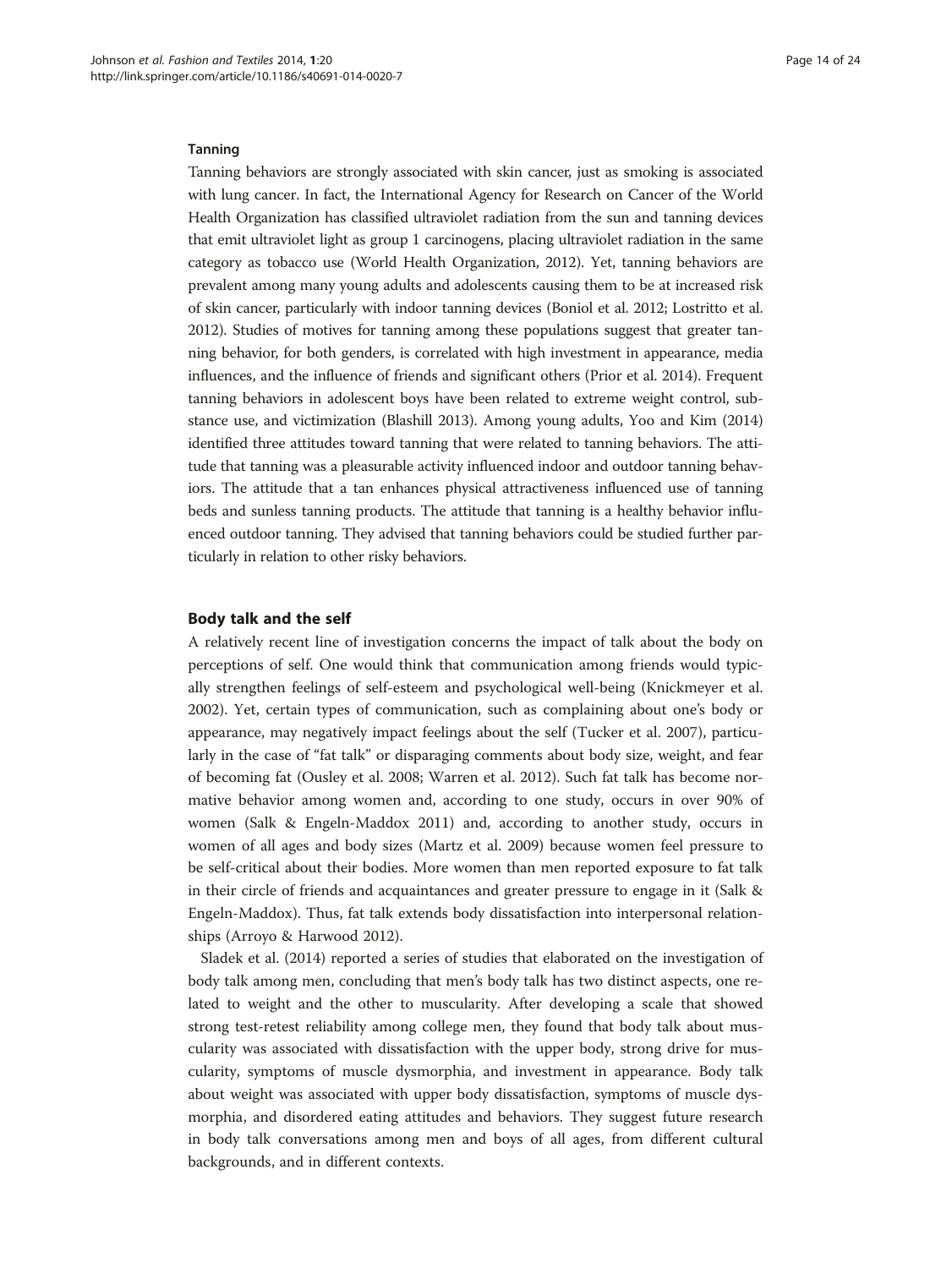### Tanning

Tanning behaviors are strongly associated with skin cancer, just as smoking is associated with lung cancer. In fact, the International Agency for Research on Cancer of the World Health Organization has classified ultraviolet radiation from the sun and tanning devices that emit ultraviolet light as group 1 carcinogens, placing ultraviolet radiation in the same category as tobacco use (World Health Organization, 2012). Yet, tanning behaviors are prevalent among many young adults and adolescents causing them to be at increased risk of skin cancer, particularly with indoor tanning devices (Boniol et al. 2012; Lostritto et al. 2012). Studies of motives for tanning among these populations suggest that greater tanning behavior, for both genders, is correlated with high investment in appearance, media influences, and the influence of friends and significant others (Prior et al. 2014). Frequent tanning behaviors in adolescent boys have been related to extreme weight control, substance use, and victimization (Blashill 2013). Among young adults, Yoo and Kim (2014) identified three attitudes toward tanning that were related to tanning behaviors. The attitude that tanning was a pleasurable activity influenced indoor and outdoor tanning behaviors. The attitude that a tan enhances physical attractiveness influenced use of tanning beds and sunless tanning products. The attitude that tanning is a healthy behavior influenced outdoor tanning. They advised that tanning behaviors could be studied further particularly in relation to other risky behaviors.

## Body talk and the self

A relatively recent line of investigation concerns the impact of talk about the body on perceptions of self. One would think that communication among friends would typically strengthen feelings of self-esteem and psychological well-being (Knickmeyer et al. 2002). Yet, certain types of communication, such as complaining about one's body or appearance, may negatively impact feelings about the self (Tucker et al. 2007), particularly in the case of "fat talk" or disparaging comments about body size, weight, and fear of becoming fat (Ousley et al. 2008; Warren et al. 2012). Such fat talk has become normative behavior among women and, according to one study, occurs in over 90% of women (Salk & Engeln-Maddox 2011) and, according to another study, occurs in women of all ages and body sizes (Martz et al. 2009) because women feel pressure to be self-critical about their bodies. More women than men reported exposure to fat talk in their circle of friends and acquaintances and greater pressure to engage in it (Salk & Engeln-Maddox). Thus, fat talk extends body dissatisfaction into interpersonal relationships (Arroyo & Harwood 2012).

Sladek et al. (2014) reported a series of studies that elaborated on the investigation of body talk among men, concluding that men's body talk has two distinct aspects, one related to weight and the other to muscularity. After developing a scale that showed strong test-retest reliability among college men, they found that body talk about muscularity was associated with dissatisfaction with the upper body, strong drive for muscularity, symptoms of muscle dysmorphia, and investment in appearance. Body talk about weight was associated with upper body dissatisfaction, symptoms of muscle dysmorphia, and disordered eating attitudes and behaviors. They suggest future research in body talk conversations among men and boys of all ages, from different cultural backgrounds, and in different contexts.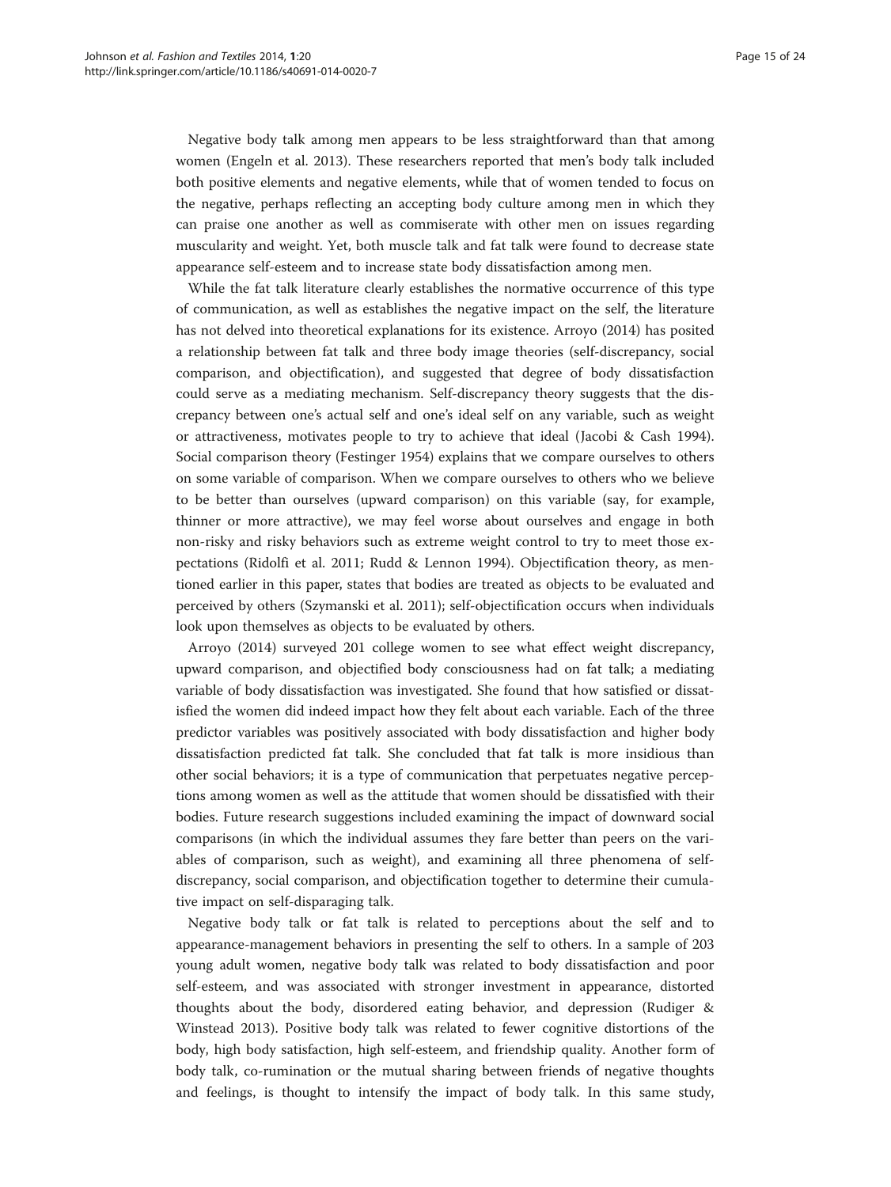Negative body talk among men appears to be less straightforward than that among women (Engeln et al. 2013). These researchers reported that men's body talk included both positive elements and negative elements, while that of women tended to focus on the negative, perhaps reflecting an accepting body culture among men in which they can praise one another as well as commiserate with other men on issues regarding muscularity and weight. Yet, both muscle talk and fat talk were found to decrease state appearance self-esteem and to increase state body dissatisfaction among men.

While the fat talk literature clearly establishes the normative occurrence of this type of communication, as well as establishes the negative impact on the self, the literature has not delved into theoretical explanations for its existence. Arroyo (2014) has posited a relationship between fat talk and three body image theories (self-discrepancy, social comparison, and objectification), and suggested that degree of body dissatisfaction could serve as a mediating mechanism. Self-discrepancy theory suggests that the discrepancy between one's actual self and one's ideal self on any variable, such as weight or attractiveness, motivates people to try to achieve that ideal (Jacobi & Cash 1994). Social comparison theory (Festinger 1954) explains that we compare ourselves to others on some variable of comparison. When we compare ourselves to others who we believe to be better than ourselves (upward comparison) on this variable (say, for example, thinner or more attractive), we may feel worse about ourselves and engage in both non-risky and risky behaviors such as extreme weight control to try to meet those expectations (Ridolfi et al. 2011; Rudd & Lennon 1994). Objectification theory, as mentioned earlier in this paper, states that bodies are treated as objects to be evaluated and perceived by others (Szymanski et al. 2011); self-objectification occurs when individuals look upon themselves as objects to be evaluated by others.

Arroyo (2014) surveyed 201 college women to see what effect weight discrepancy, upward comparison, and objectified body consciousness had on fat talk; a mediating variable of body dissatisfaction was investigated. She found that how satisfied or dissatisfied the women did indeed impact how they felt about each variable. Each of the three predictor variables was positively associated with body dissatisfaction and higher body dissatisfaction predicted fat talk. She concluded that fat talk is more insidious than other social behaviors; it is a type of communication that perpetuates negative perceptions among women as well as the attitude that women should be dissatisfied with their bodies. Future research suggestions included examining the impact of downward social comparisons (in which the individual assumes they fare better than peers on the variables of comparison, such as weight), and examining all three phenomena of self-discrepancy, social comparison, and objectification together to determine their cumulative impact on self-disparaging talk.

Negative body talk or fat talk is related to perceptions about the self and to appearance-management behaviors in presenting the self to others. In a sample of 203 young adult women, negative body talk was related to body dissatisfaction and poor self-esteem, and was associated with stronger investment in appearance, distorted thoughts about the body, disordered eating behavior, and depression (Rudiger & Winstead 2013). Positive body talk was related to fewer cognitive distortions of the body, high body satisfaction, high self-esteem, and friendship quality. Another form of body talk, co-rumination or the mutual sharing between friends of negative thoughts and feelings, is thought to intensify the impact of body talk. In this same study,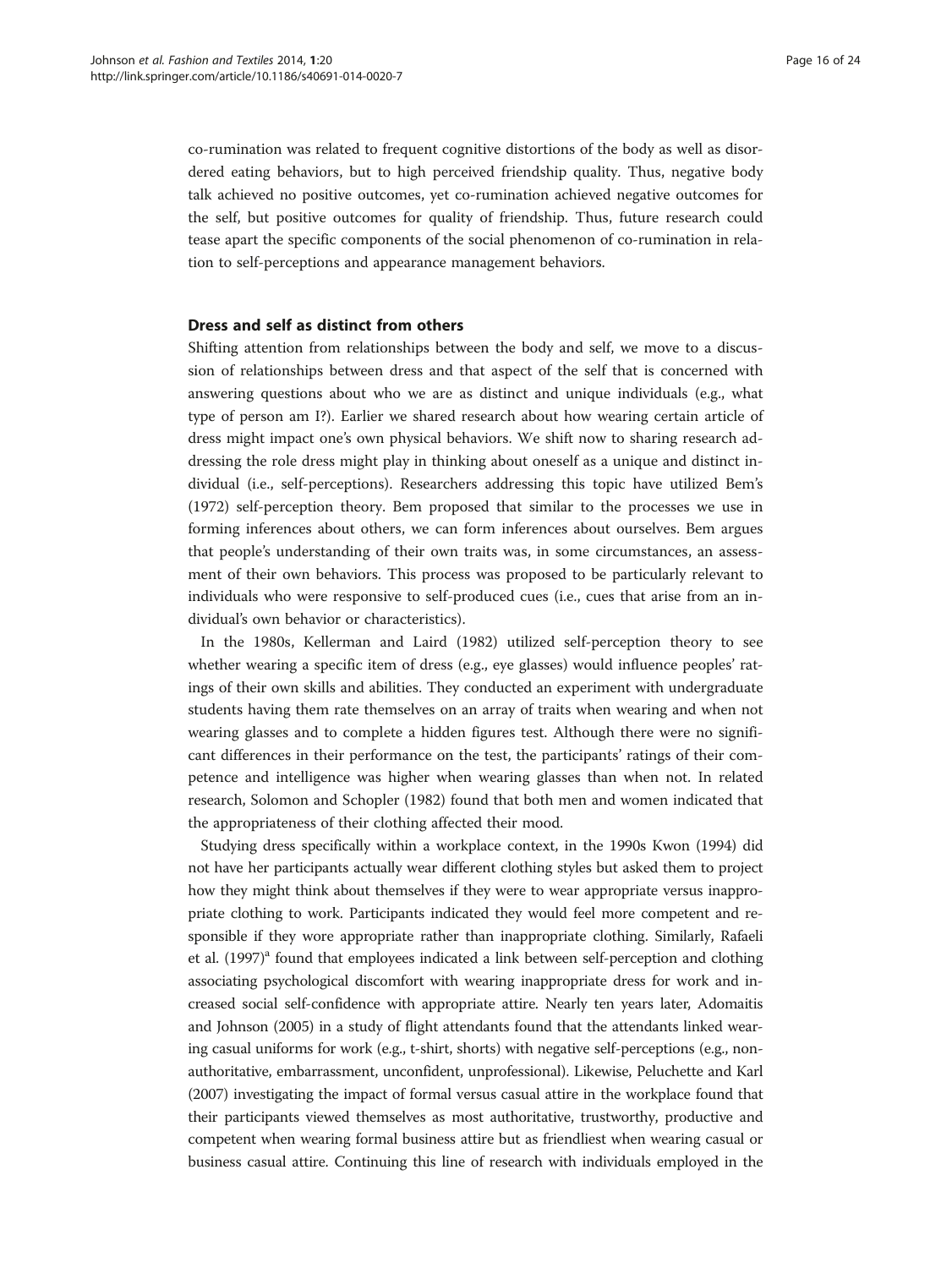co-rumination was related to frequent cognitive distortions of the body as well as disordered eating behaviors, but to high perceived friendship quality. Thus, negative body talk achieved no positive outcomes, yet co-rumination achieved negative outcomes for the self, but positive outcomes for quality of friendship. Thus, future research could tease apart the specific components of the social phenomenon of co-rumination in relation to self-perceptions and appearance management behaviors.

## Dress and self as distinct from others

Shifting attention from relationships between the body and self, we move to a discussion of relationships between dress and that aspect of the self that is concerned with answering questions about who we are as distinct and unique individuals (e.g., what type of person am I?). Earlier we shared research about how wearing certain article of dress might impact one's own physical behaviors. We shift now to sharing research addressing the role dress might play in thinking about oneself as a unique and distinct individual (i.e., self-perceptions). Researchers addressing this topic have utilized Bem's (1972) self-perception theory. Bem proposed that similar to the processes we use in forming inferences about others, we can form inferences about ourselves. Bem argues that people's understanding of their own traits was, in some circumstances, an assessment of their own behaviors. This process was proposed to be particularly relevant to individuals who were responsive to self-produced cues (i.e., cues that arise from an individual's own behavior or characteristics).

In the 1980s, Kellerman and Laird (1982) utilized self-perception theory to see whether wearing a specific item of dress (e.g., eye glasses) would influence peoples' ratings of their own skills and abilities. They conducted an experiment with undergraduate students having them rate themselves on an array of traits when wearing and when not wearing glasses and to complete a hidden figures test. Although there were no significant differences in their performance on the test, the participants' ratings of their competence and intelligence was higher when wearing glasses than when not. In related research, Solomon and Schopler (1982) found that both men and women indicated that the appropriateness of their clothing affected their mood.

Studying dress specifically within a workplace context, in the 1990s Kwon (1994) did not have her participants actually wear different clothing styles but asked them to project how they might think about themselves if they were to wear appropriate versus inappropriate clothing to work. Participants indicated they would feel more competent and responsible if they wore appropriate rather than inappropriate clothing. Similarly, Rafaeli et al. (1997)[a] found that employees indicated a link between self-perception and clothing associating psychological discomfort with wearing inappropriate dress for work and increased social self-confidence with appropriate attire. Nearly ten years later, Adomaitis and Johnson (2005) in a study of flight attendants found that the attendants linked wearing casual uniforms for work (e.g., t-shirt, shorts) with negative self-perceptions (e.g., non-authoritative, embarrassment, unconfident, unprofessional). Likewise, Peluchette and Karl (2007) investigating the impact of formal versus casual attire in the workplace found that their participants viewed themselves as most authoritative, trustworthy, productive and competent when wearing formal business attire but as friendliest when wearing casual or business casual attire. Continuing this line of research with individuals employed in the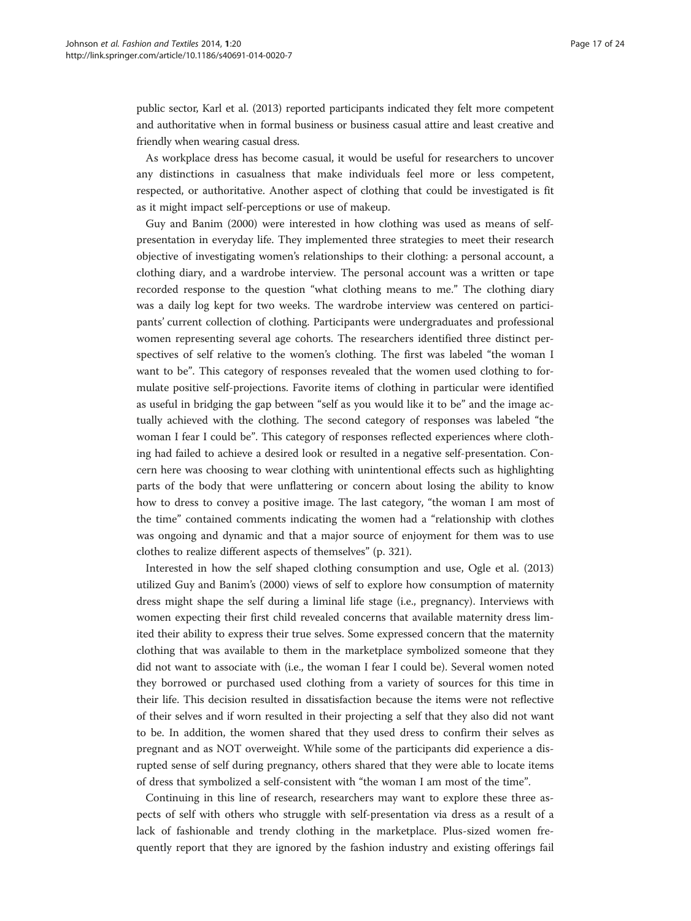public sector, Karl et al. (2013) reported participants indicated they felt more competent and authoritative when in formal business or business casual attire and least creative and friendly when wearing casual dress.

As workplace dress has become casual, it would be useful for researchers to uncover any distinctions in casualness that make individuals feel more or less competent, respected, or authoritative. Another aspect of clothing that could be investigated is fit as it might impact self-perceptions or use of makeup.

Guy and Banim (2000) were interested in how clothing was used as means of self-presentation in everyday life. They implemented three strategies to meet their research objective of investigating women's relationships to their clothing: a personal account, a clothing diary, and a wardrobe interview. The personal account was a written or tape recorded response to the question "what clothing means to me." The clothing diary was a daily log kept for two weeks. The wardrobe interview was centered on participants' current collection of clothing. Participants were undergraduates and professional women representing several age cohorts. The researchers identified three distinct perspectives of self relative to the women's clothing. The first was labeled "the woman I want to be". This category of responses revealed that the women used clothing to formulate positive self-projections. Favorite items of clothing in particular were identified as useful in bridging the gap between "self as you would like it to be" and the image actually achieved with the clothing. The second category of responses was labeled "the woman I fear I could be". This category of responses reflected experiences where clothing had failed to achieve a desired look or resulted in a negative self-presentation. Concern here was choosing to wear clothing with unintentional effects such as highlighting parts of the body that were unflattering or concern about losing the ability to know how to dress to convey a positive image. The last category, "the woman I am most of the time" contained comments indicating the women had a "relationship with clothes was ongoing and dynamic and that a major source of enjoyment for them was to use clothes to realize different aspects of themselves" (p. 321).

Interested in how the self shaped clothing consumption and use, Ogle et al. (2013) utilized Guy and Banim's (2000) views of self to explore how consumption of maternity dress might shape the self during a liminal life stage (i.e., pregnancy). Interviews with women expecting their first child revealed concerns that available maternity dress limited their ability to express their true selves. Some expressed concern that the maternity clothing that was available to them in the marketplace symbolized someone that they did not want to associate with (i.e., the woman I fear I could be). Several women noted they borrowed or purchased used clothing from a variety of sources for this time in their life. This decision resulted in dissatisfaction because the items were not reflective of their selves and if worn resulted in their projecting a self that they also did not want to be. In addition, the women shared that they used dress to confirm their selves as pregnant and as NOT overweight. While some of the participants did experience a disrupted sense of self during pregnancy, others shared that they were able to locate items of dress that symbolized a self-consistent with "the woman I am most of the time".

Continuing in this line of research, researchers may want to explore these three aspects of self with others who struggle with self-presentation via dress as a result of a lack of fashionable and trendy clothing in the marketplace. Plus-sized women frequently report that they are ignored by the fashion industry and existing offerings fail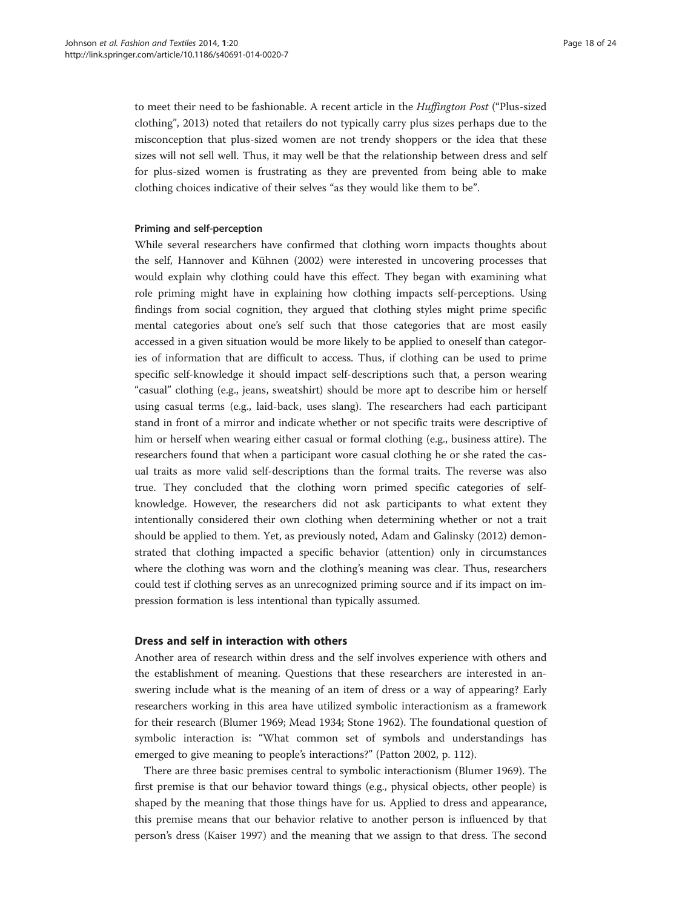to meet their need to be fashionable. A recent article in the *Huffington Post* ("Plus-sized clothing", 2013) noted that retailers do not typically carry plus sizes perhaps due to the misconception that plus-sized women are not trendy shoppers or the idea that these sizes will not sell well. Thus, it may well be that the relationship between dress and self for plus-sized women is frustrating as they are prevented from being able to make clothing choices indicative of their selves "as they would like them to be".

#### Priming and self-perception

While several researchers have confirmed that clothing worn impacts thoughts about the self, Hannover and Kühnen (2002) were interested in uncovering processes that would explain why clothing could have this effect. They began with examining what role priming might have in explaining how clothing impacts self-perceptions. Using findings from social cognition, they argued that clothing styles might prime specific mental categories about one's self such that those categories that are most easily accessed in a given situation would be more likely to be applied to oneself than categories of information that are difficult to access. Thus, if clothing can be used to prime specific self-knowledge it should impact self-descriptions such that, a person wearing "casual" clothing (e.g., jeans, sweatshirt) should be more apt to describe him or herself using casual terms (e.g., laid-back, uses slang). The researchers had each participant stand in front of a mirror and indicate whether or not specific traits were descriptive of him or herself when wearing either casual or formal clothing (e.g., business attire). The researchers found that when a participant wore casual clothing he or she rated the casual traits as more valid self-descriptions than the formal traits. The reverse was also true. They concluded that the clothing worn primed specific categories of self-knowledge. However, the researchers did not ask participants to what extent they intentionally considered their own clothing when determining whether or not a trait should be applied to them. Yet, as previously noted, Adam and Galinsky (2012) demonstrated that clothing impacted a specific behavior (attention) only in circumstances where the clothing was worn and the clothing's meaning was clear. Thus, researchers could test if clothing serves as an unrecognized priming source and if its impact on impression formation is less intentional than typically assumed.

### Dress and self in interaction with others

Another area of research within dress and the self involves experience with others and the establishment of meaning. Questions that these researchers are interested in answering include what is the meaning of an item of dress or a way of appearing? Early researchers working in this area have utilized symbolic interactionism as a framework for their research (Blumer 1969; Mead 1934; Stone 1962). The foundational question of symbolic interaction is: "What common set of symbols and understandings has emerged to give meaning to people's interactions?" (Patton 2002, p. 112).

There are three basic premises central to symbolic interactionism (Blumer 1969). The first premise is that our behavior toward things (e.g., physical objects, other people) is shaped by the meaning that those things have for us. Applied to dress and appearance, this premise means that our behavior relative to another person is influenced by that person's dress (Kaiser 1997) and the meaning that we assign to that dress. The second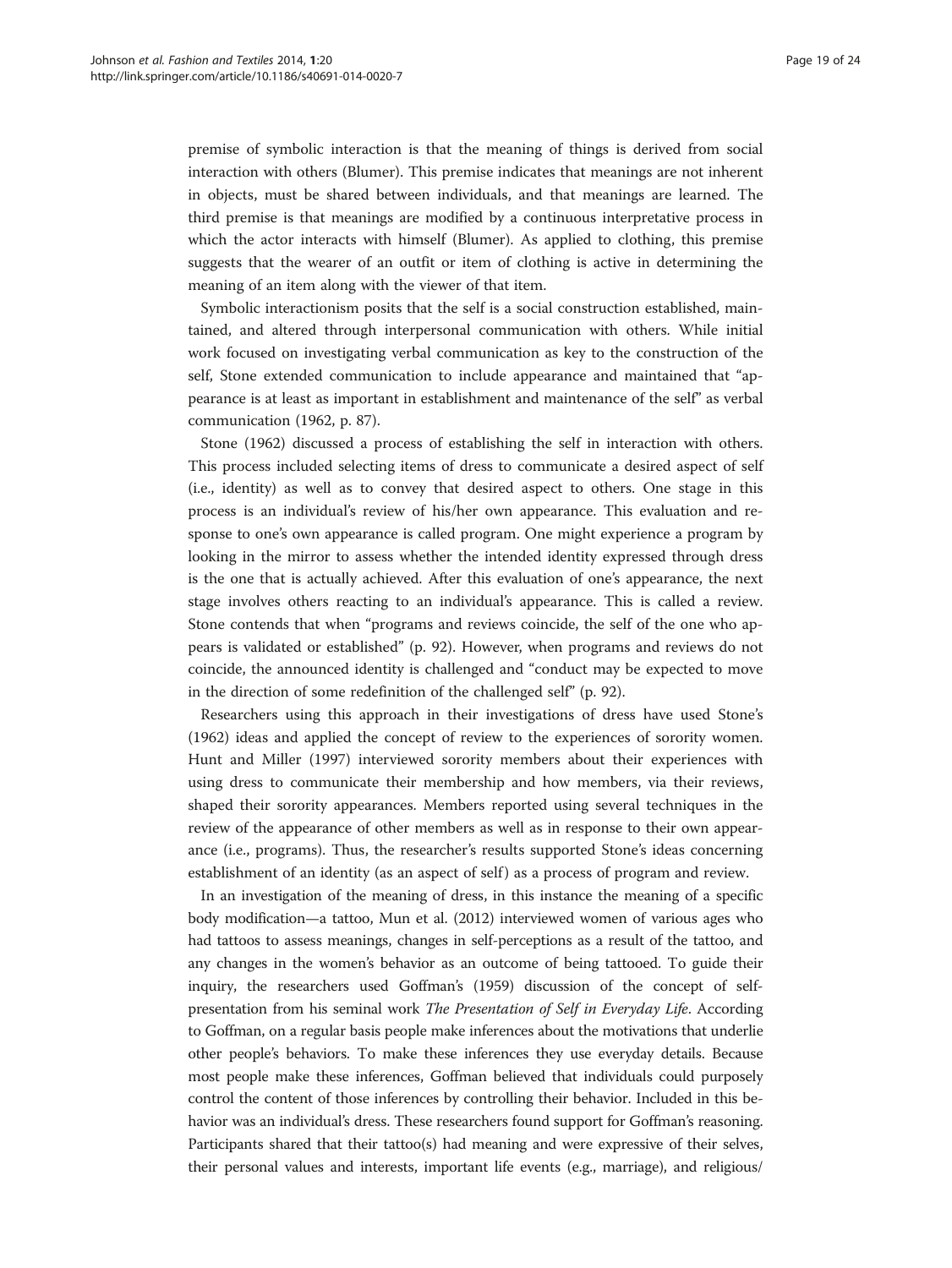premise of symbolic interaction is that the meaning of things is derived from social interaction with others (Blumer). This premise indicates that meanings are not inherent in objects, must be shared between individuals, and that meanings are learned. The third premise is that meanings are modified by a continuous interpretative process in which the actor interacts with himself (Blumer). As applied to clothing, this premise suggests that the wearer of an outfit or item of clothing is active in determining the meaning of an item along with the viewer of that item.

Symbolic interactionism posits that the self is a social construction established, maintained, and altered through interpersonal communication with others. While initial work focused on investigating verbal communication as key to the construction of the self, Stone extended communication to include appearance and maintained that "appearance is at least as important in establishment and maintenance of the self" as verbal communication (1962, p. 87).

Stone (1962) discussed a process of establishing the self in interaction with others. This process included selecting items of dress to communicate a desired aspect of self (i.e., identity) as well as to convey that desired aspect to others. One stage in this process is an individual's review of his/her own appearance. This evaluation and response to one's own appearance is called program. One might experience a program by looking in the mirror to assess whether the intended identity expressed through dress is the one that is actually achieved. After this evaluation of one's appearance, the next stage involves others reacting to an individual's appearance. This is called a review. Stone contends that when "programs and reviews coincide, the self of the one who appears is validated or established" (p. 92). However, when programs and reviews do not coincide, the announced identity is challenged and "conduct may be expected to move in the direction of some redefinition of the challenged self" (p. 92).

Researchers using this approach in their investigations of dress have used Stone's (1962) ideas and applied the concept of review to the experiences of sorority women. Hunt and Miller (1997) interviewed sorority members about their experiences with using dress to communicate their membership and how members, via their reviews, shaped their sorority appearances. Members reported using several techniques in the review of the appearance of other members as well as in response to their own appearance (i.e., programs). Thus, the researcher's results supported Stone's ideas concerning establishment of an identity (as an aspect of self) as a process of program and review.

In an investigation of the meaning of dress, in this instance the meaning of a specific body modification—a tattoo, Mun et al. (2012) interviewed women of various ages who had tattoos to assess meanings, changes in self-perceptions as a result of the tattoo, and any changes in the women's behavior as an outcome of being tattooed. To guide their inquiry, the researchers used Goffman's (1959) discussion of the concept of self-presentation from his seminal work *The Presentation of Self in Everyday Life*. According to Goffman, on a regular basis people make inferences about the motivations that underlie other people's behaviors. To make these inferences they use everyday details. Because most people make these inferences, Goffman believed that individuals could purposely control the content of those inferences by controlling their behavior. Included in this behavior was an individual's dress. These researchers found support for Goffman's reasoning. Participants shared that their tattoo(s) had meaning and were expressive of their selves, their personal values and interests, important life events (e.g., marriage), and religious/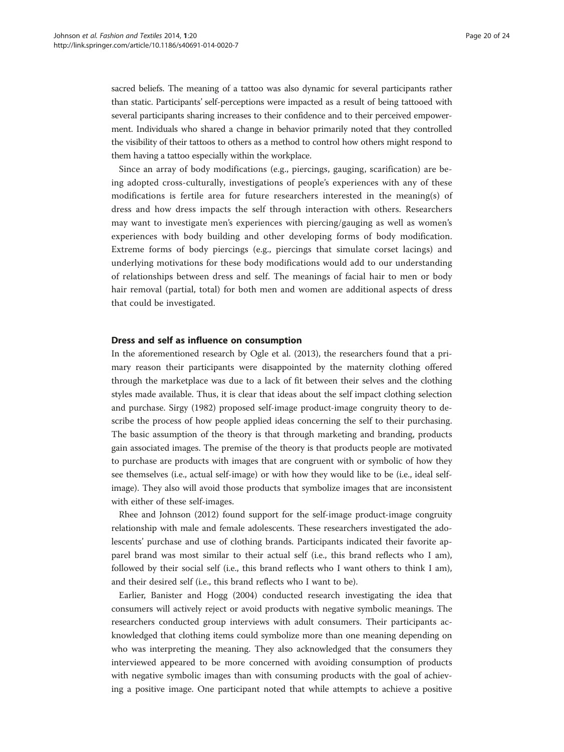sacred beliefs. The meaning of a tattoo was also dynamic for several participants rather than static. Participants' self-perceptions were impacted as a result of being tattooed with several participants sharing increases to their confidence and to their perceived empowerment. Individuals who shared a change in behavior primarily noted that they controlled the visibility of their tattoos to others as a method to control how others might respond to them having a tattoo especially within the workplace.

Since an array of body modifications (e.g., piercings, gauging, scarification) are being adopted cross-culturally, investigations of people's experiences with any of these modifications is fertile area for future researchers interested in the meaning(s) of dress and how dress impacts the self through interaction with others. Researchers may want to investigate men's experiences with piercing/gauging as well as women's experiences with body building and other developing forms of body modification. Extreme forms of body piercings (e.g., piercings that simulate corset lacings) and underlying motivations for these body modifications would add to our understanding of relationships between dress and self. The meanings of facial hair to men or body hair removal (partial, total) for both men and women are additional aspects of dress that could be investigated.

### Dress and self as influence on consumption

In the aforementioned research by Ogle et al. (2013), the researchers found that a primary reason their participants were disappointed by the maternity clothing offered through the marketplace was due to a lack of fit between their selves and the clothing styles made available. Thus, it is clear that ideas about the self impact clothing selection and purchase. Sirgy (1982) proposed self-image product-image congruity theory to describe the process of how people applied ideas concerning the self to their purchasing. The basic assumption of the theory is that through marketing and branding, products gain associated images. The premise of the theory is that products people are motivated to purchase are products with images that are congruent with or symbolic of how they see themselves (i.e., actual self-image) or with how they would like to be (i.e., ideal self-image). They also will avoid those products that symbolize images that are inconsistent with either of these self-images.

Rhee and Johnson (2012) found support for the self-image product-image congruity relationship with male and female adolescents. These researchers investigated the adolescents' purchase and use of clothing brands. Participants indicated their favorite apparel brand was most similar to their actual self (i.e., this brand reflects who I am), followed by their social self (i.e., this brand reflects who I want others to think I am), and their desired self (i.e., this brand reflects who I want to be).

Earlier, Banister and Hogg (2004) conducted research investigating the idea that consumers will actively reject or avoid products with negative symbolic meanings. The researchers conducted group interviews with adult consumers. Their participants acknowledged that clothing items could symbolize more than one meaning depending on who was interpreting the meaning. They also acknowledged that the consumers they interviewed appeared to be more concerned with avoiding consumption of products with negative symbolic images than with consuming products with the goal of achieving a positive image. One participant noted that while attempts to achieve a positive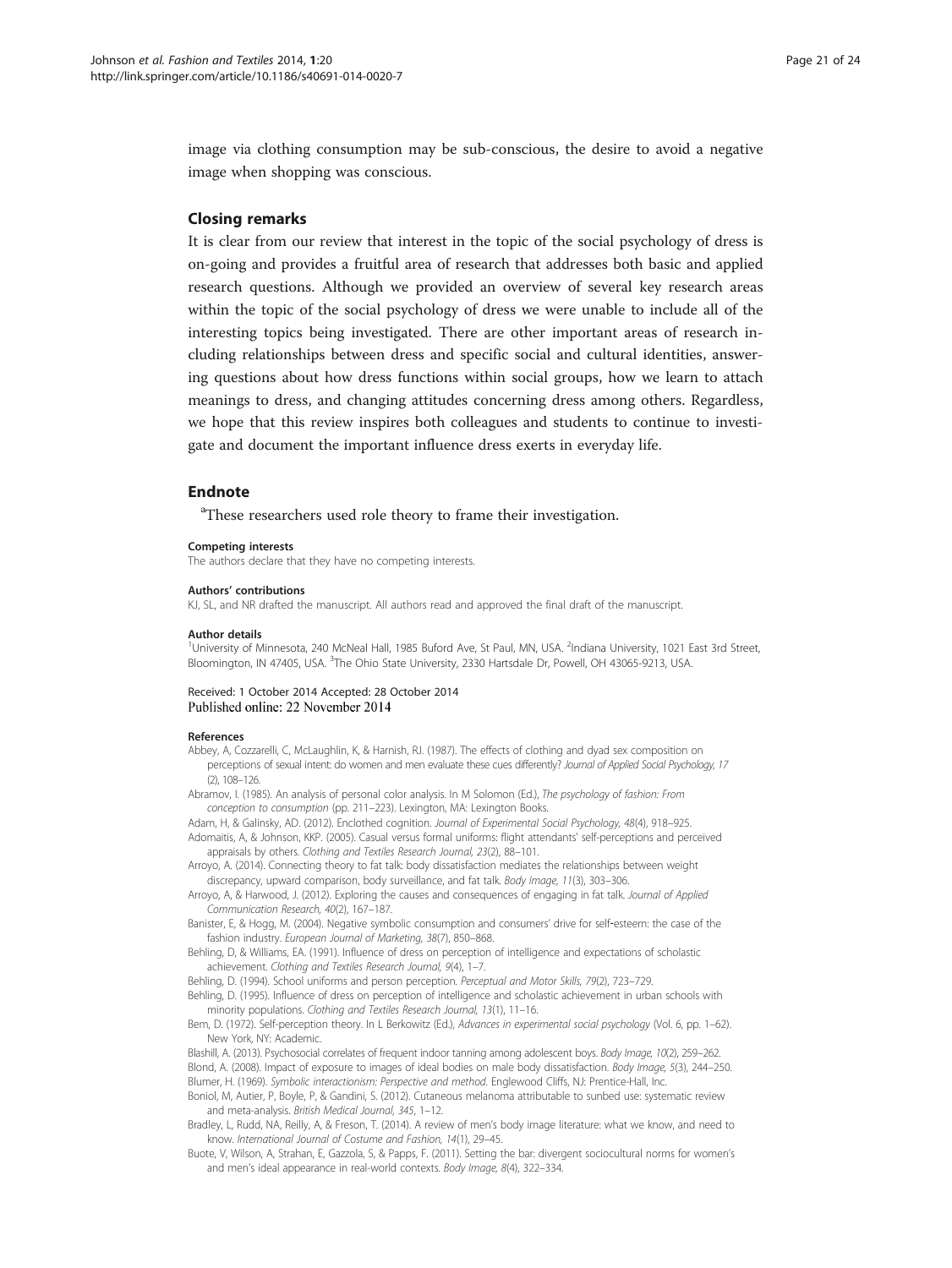image via clothing consumption may be sub-conscious, the desire to avoid a negative image when shopping was conscious.

## Closing remarks

It is clear from our review that interest in the topic of the social psychology of dress is on-going and provides a fruitful area of research that addresses both basic and applied research questions. Although we provided an overview of several key research areas within the topic of the social psychology of dress we were unable to include all of the interesting topics being investigated. There are other important areas of research including relationships between dress and specific social and cultural identities, answering questions about how dress functions within social groups, how we learn to attach meanings to dress, and changing attitudes concerning dress among others. Regardless, we hope that this review inspires both colleagues and students to continue to investigate and document the important influence dress exerts in everyday life.

## Endnote

[a]These researchers used role theory to frame their investigation.

#### Competing interests

The authors declare that they have no competing interests.

#### Authors' contributions

KJ, SL, and NR drafted the manuscript. All authors read and approved the final draft of the manuscript.

#### Author details

[1]University of Minnesota, 240 McNeal Hall, 1985 Buford Ave, St Paul, MN, USA. [2]Indiana University, 1021 East 3rd Street, Bloomington, IN 47405, USA. [3]The Ohio State University, 2330 Hartsdale Dr, Powell, OH 43065-9213, USA.

Received: 1 October 2014 Accepted: 28 October 2014
Published online: 22 November 2014

#### References

Abbey, A, Cozzarelli, C, McLaughlin, K, & Harnish, RJ. (1987). The effects of clothing and dyad sex composition on perceptions of sexual intent: do women and men evaluate these cues differently? *Journal of Applied Social Psychology, 17* (2), 108–126.

Abramov, I. (1985). An analysis of personal color analysis. In M Solomon (Ed.), *The psychology of fashion: From conception to consumption* (pp. 211–223). Lexington, MA: Lexington Books.

Adam, H, & Galinsky, AD. (2012). Enclothed cognition. *Journal of Experimental Social Psychology, 48*(4), 918–925.

Adomaitis, A, & Johnson, KKP. (2005). Casual versus formal uniforms: flight attendants' self-perceptions and perceived appraisals by others. *Clothing and Textiles Research Journal, 23*(2), 88–101.

Arroyo, A. (2014). Connecting theory to fat talk: body dissatisfaction mediates the relationships between weight discrepancy, upward comparison, body surveillance, and fat talk. *Body Image, 11*(3), 303–306.

Arroyo, A, & Harwood, J. (2012). Exploring the causes and consequences of engaging in fat talk. *Journal of Applied Communication Research, 40*(2), 167–187.

Banister, E, & Hogg, M. (2004). Negative symbolic consumption and consumers' drive for self-esteem: the case of the fashion industry. *European Journal of Marketing, 38*(7), 850–868.

Behling, D, & Williams, EA. (1991). Influence of dress on perception of intelligence and expectations of scholastic achievement. *Clothing and Textiles Research Journal, 9*(4), 1–7.

Behling, D. (1994). School uniforms and person perception. *Perceptual and Motor Skills, 79*(2), 723–729.

Behling, D. (1995). Influence of dress on perception of intelligence and scholastic achievement in urban schools with minority populations. *Clothing and Textiles Research Journal, 13*(1), 11–16.

Bem, D. (1972). Self-perception theory. In L Berkowitz (Ed.), *Advances in experimental social psychology* (Vol. 6, pp. 1–62). New York, NY: Academic.

Blashill, A. (2013). Psychosocial correlates of frequent indoor tanning among adolescent boys. *Body Image, 10*(2), 259–262.

Blond, A. (2008). Impact of exposure to images of ideal bodies on male body dissatisfaction. *Body Image, 5*(3), 244–250.

Blumer, H. (1969). *Symbolic interactionism: Perspective and method*. Englewood Cliffs, NJ: Prentice-Hall, Inc.

Boniol, M, Autier, P, Boyle, P, & Gandini, S. (2012). Cutaneous melanoma attributable to sunbed use: systematic review and meta-analysis. *British Medical Journal, 345*, 1–12.

Bradley, L, Rudd, NA, Reilly, A, & Freson, T. (2014). A review of men's body image literature: what we know, and need to know. *International Journal of Costume and Fashion, 14*(1), 29–45.

Buote, V, Wilson, A, Strahan, E, Gazzola, S, & Papps, F. (2011). Setting the bar: divergent sociocultural norms for women's and men's ideal appearance in real-world contexts. *Body Image, 8*(4), 322–334.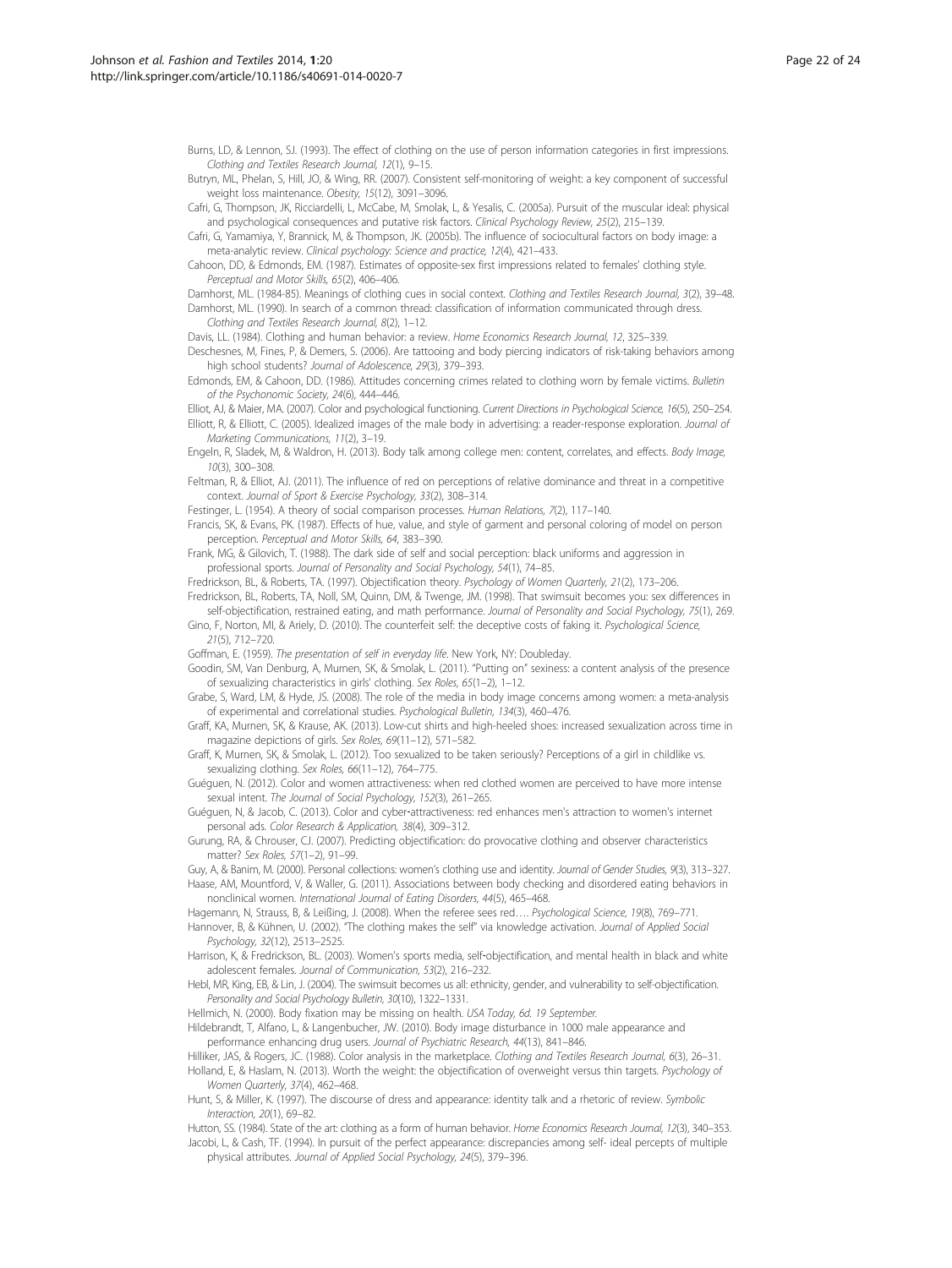Burns, LD, & Lennon, SJ. (1993). The effect of clothing on the use of person information categories in first impressions. *Clothing and Textiles Research Journal, 12*(1), 9–15.

Butryn, ML, Phelan, S, Hill, JO, & Wing, RR. (2007). Consistent self-monitoring of weight: a key component of successful weight loss maintenance. *Obesity, 15*(12), 3091–3096.

Cafri, G, Thompson, JK, Ricciardelli, L, McCabe, M, Smolak, L, & Yesalis, C. (2005a). Pursuit of the muscular ideal: physical and psychological consequences and putative risk factors. *Clinical Psychology Review, 25*(2), 215–139.

Cafri, G, Yamamiya, Y, Brannick, M, & Thompson, JK. (2005b). The influence of sociocultural factors on body image: a meta-analytic review. *Clinical psychology: Science and practice, 12*(4), 421–433.

Cahoon, DD, & Edmonds, EM. (1987). Estimates of opposite-sex first impressions related to females' clothing style. *Perceptual and Motor Skills, 65*(2), 406–406.

Damhorst, ML. (1984-85). Meanings of clothing cues in social context. *Clothing and Textiles Research Journal, 3*(2), 39–48.

Damhorst, ML. (1990). In search of a common thread: classification of information communicated through dress. *Clothing and Textiles Research Journal, 8*(2), 1–12.

Davis, LL. (1984). Clothing and human behavior: a review. *Home Economics Research Journal, 12*, 325–339.

Deschesnes, M, Fines, P, & Demers, S. (2006). Are tattooing and body piercing indicators of risk-taking behaviors among high school students? *Journal of Adolescence, 29*(3), 379–393.

Edmonds, EM, & Cahoon, DD. (1986). Attitudes concerning crimes related to clothing worn by female victims. *Bulletin of the Psychonomic Society, 24*(6), 444–446.

Elliot, AJ, & Maier, MA. (2007). Color and psychological functioning. *Current Directions in Psychological Science, 16*(5), 250–254.

Elliott, R, & Elliott, C. (2005). Idealized images of the male body in advertising: a reader-response exploration. *Journal of Marketing Communications, 11*(2), 3–19.

Engeln, R, Sladek, M, & Waldron, H. (2013). Body talk among college men: content, correlates, and effects. *Body Image, 10*(3), 300–308.

Feltman, R, & Elliot, AJ. (2011). The influence of red on perceptions of relative dominance and threat in a competitive context. *Journal of Sport & Exercise Psychology, 33*(2), 308–314.

Festinger, L. (1954). A theory of social comparison processes. *Human Relations, 7*(2), 117–140.

Francis, SK, & Evans, PK. (1987). Effects of hue, value, and style of garment and personal coloring of model on person perception. *Perceptual and Motor Skills, 64*, 383–390.

Frank, MG, & Gilovich, T. (1988). The dark side of self and social perception: black uniforms and aggression in professional sports. *Journal of Personality and Social Psychology, 54*(1), 74–85.

Fredrickson, BL, & Roberts, TA. (1997). Objectification theory. *Psychology of Women Quarterly, 21*(2), 173–206.

Fredrickson, BL, Roberts, TA, Noll, SM, Quinn, DM, & Twenge, JM. (1998). That swimsuit becomes you: sex differences in self-objectification, restrained eating, and math performance. *Journal of Personality and Social Psychology, 75*(1), 269.

Gino, F, Norton, MI, & Ariely, D. (2010). The counterfeit self: the deceptive costs of faking it. *Psychological Science, 21*(5), 712–720.

Goffman, E. (1959). *The presentation of self in everyday life*. New York, NY: Doubleday.

Goodin, SM, Van Denburg, A, Murnen, SK, & Smolak, L. (2011). "Putting on" sexiness: a content analysis of the presence of sexualizing characteristics in girls' clothing. *Sex Roles, 65*(1–2), 1–12.

Grabe, S, Ward, LM, & Hyde, JS. (2008). The role of the media in body image concerns among women: a meta-analysis of experimental and correlational studies. *Psychological Bulletin, 134*(3), 460–476.

Graff, KA, Murnen, SK, & Krause, AK. (2013). Low-cut shirts and high-heeled shoes: increased sexualization across time in magazine depictions of girls. *Sex Roles, 69*(11–12), 571–582.

Graff, K, Murnen, SK, & Smolak, L. (2012). Too sexualized to be taken seriously? Perceptions of a girl in childlike vs. sexualizing clothing. *Sex Roles, 66*(11–12), 764–775.

Guéguen, N. (2012). Color and women attractiveness: when red clothed women are perceived to have more intense sexual intent. *The Journal of Social Psychology, 152*(3), 261–265.

Guéguen, N, & Jacob, C. (2013). Color and cyber-attractiveness: red enhances men's attraction to women's internet personal ads. *Color Research & Application, 38*(4), 309–312.

Gurung, RA, & Chrouser, CJ. (2007). Predicting objectification: do provocative clothing and observer characteristics matter? *Sex Roles, 57*(1–2), 91–99.

Guy, A, & Banim, M. (2000). Personal collections: women's clothing use and identity. *Journal of Gender Studies, 9*(3), 313–327.

Haase, AM, Mountford, V, & Waller, G. (2011). Associations between body checking and disordered eating behaviors in nonclinical women. *International Journal of Eating Disorders, 44*(5), 465–468.

Hagemann, N, Strauss, B, & Leißing, J. (2008). When the referee sees red…. *Psychological Science, 19*(8), 769–771.

Hannover, B, & Kühnen, U. (2002). "The clothing makes the self" via knowledge activation. *Journal of Applied Social Psychology, 32*(12), 2513–2525.

Harrison, K, & Fredrickson, BL. (2003). Women's sports media, self-objectification, and mental health in black and white adolescent females. *Journal of Communication, 53*(2), 216–232.

Hebl, MR, King, EB, & Lin, J. (2004). The swimsuit becomes us all: ethnicity, gender, and vulnerability to self-objectification. *Personality and Social Psychology Bulletin, 30*(10), 1322–1331.

Hellmich, N. (2000). Body fixation may be missing on health. *USA Today, 6d. 19 September.*

Hildebrandt, T, Alfano, L, & Langenbucher, JW. (2010). Body image disturbance in 1000 male appearance and performance enhancing drug users. *Journal of Psychiatric Research, 44*(13), 841–846.

Hilliker, JAS, & Rogers, JC. (1988). Color analysis in the marketplace. *Clothing and Textiles Research Journal, 6*(3), 26–31.

Holland, E, & Haslam, N. (2013). Worth the weight: the objectification of overweight versus thin targets. *Psychology of Women Quarterly, 37*(4), 462–468.

Hunt, S, & Miller, K. (1997). The discourse of dress and appearance: identity talk and a rhetoric of review. *Symbolic Interaction, 20*(1), 69–82.

Hutton, SS. (1984). State of the art: clothing as a form of human behavior. *Home Economics Research Journal, 12*(3), 340–353.

Jacobi, L, & Cash, TF. (1994). In pursuit of the perfect appearance: discrepancies among self- ideal percepts of multiple physical attributes. *Journal of Applied Social Psychology, 24*(5), 379–396.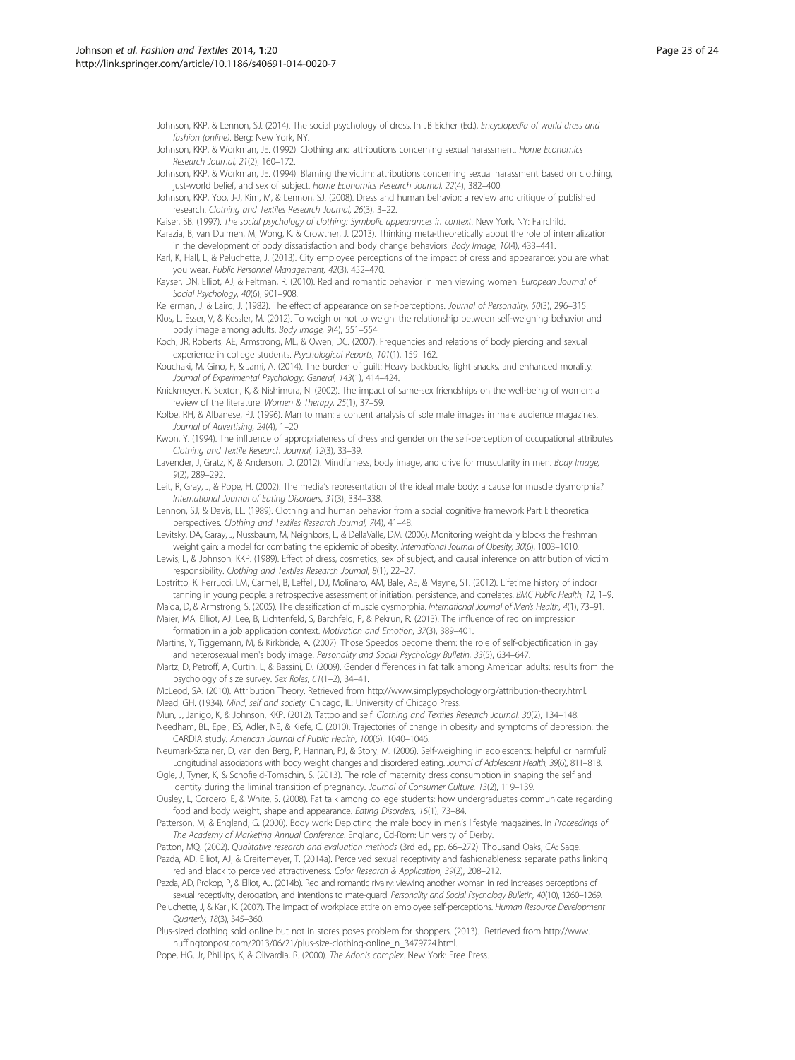Johnson, KKP, & Lennon, SJ. (2014). The social psychology of dress. In JB Eicher (Ed.), *Encyclopedia of world dress and fashion (online)*. Berg: New York, NY.

Johnson, KKP, & Workman, JE. (1992). Clothing and attributions concerning sexual harassment. *Home Economics Research Journal, 21*(2), 160–172.

Johnson, KKP, & Workman, JE. (1994). Blaming the victim: attributions concerning sexual harassment based on clothing, just-world belief, and sex of subject. *Home Economics Research Journal, 22*(4), 382–400.

Johnson, KKP, Yoo, J-J, Kim, M, & Lennon, SJ. (2008). Dress and human behavior: a review and critique of published research. *Clothing and Textiles Research Journal, 26*(3), 3–22.

Kaiser, SB. (1997). *The social psychology of clothing: Symbolic appearances in context*. New York, NY: Fairchild.

Karazia, B, van Dulmen, M, Wong, K, & Crowther, J. (2013). Thinking meta-theoretically about the role of internalization in the development of body dissatisfaction and body change behaviors. *Body Image, 10*(4), 433–441.

Karl, K, Hall, L, & Peluchette, J. (2013). City employee perceptions of the impact of dress and appearance: you are what you wear. *Public Personnel Management, 42*(3), 452–470.

Kayser, DN, Elliot, AJ, & Feltman, R. (2010). Red and romantic behavior in men viewing women. *European Journal of Social Psychology, 40*(6), 901–908.

Kellerman, J, & Laird, J. (1982). The effect of appearance on self-perceptions. *Journal of Personality, 50*(3), 296–315.

Klos, L, Esser, V, & Kessler, M. (2012). To weigh or not to weigh: the relationship between self-weighing behavior and body image among adults. *Body Image, 9*(4), 551–554.

Koch, JR, Roberts, AE, Armstrong, ML, & Owen, DC. (2007). Frequencies and relations of body piercing and sexual experience in college students. *Psychological Reports, 101*(1), 159–162.

Kouchaki, M, Gino, F, & Jami, A. (2014). The burden of guilt: Heavy backbacks, light snacks, and enhanced morality. *Journal of Experimental Psychology: General, 143*(1), 414–424.

Knickmeyer, K, Sexton, K, & Nishimura, N. (2002). The impact of same-sex friendships on the well-being of women: a review of the literature. *Women & Therapy, 25*(1), 37–59.

Kolbe, RH, & Albanese, PJ. (1996). Man to man: a content analysis of sole male images in male audience magazines. *Journal of Advertising, 24*(4), 1–20.

Kwon, Y. (1994). The influence of appropriateness of dress and gender on the self-perception of occupational attributes. *Clothing and Textile Research Journal, 12*(3), 33–39.

Lavender, J, Gratz, K, & Anderson, D. (2012). Mindfulness, body image, and drive for muscularity in men. *Body Image, 9*(2), 289–292.

Leit, R, Gray, J, & Pope, H. (2002). The media's representation of the ideal male body: a cause for muscle dysmorphia? *International Journal of Eating Disorders, 31*(3), 334–338.

Lennon, SJ, & Davis, LL. (1989). Clothing and human behavior from a social cognitive framework Part I: theoretical perspectives. *Clothing and Textiles Research Journal, 7*(4), 41–48.

Levitsky, DA, Garay, J, Nussbaum, M, Neighbors, L, & DellaValle, DM. (2006). Monitoring weight daily blocks the freshman weight gain: a model for combating the epidemic of obesity. *International Journal of Obesity, 30*(6), 1003–1010.

Lewis, L, & Johnson, KKP. (1989). Effect of dress, cosmetics, sex of subject, and causal inference on attribution of victim responsibility. *Clothing and Textiles Research Journal, 8*(1), 22–27.

Lostritto, K, Ferrucci, LM, Carmel, B, Leffell, DJ, Molinaro, AM, Bale, AE, & Mayne, ST. (2012). Lifetime history of indoor tanning in young people: a retrospective assessment of initiation, persistence, and correlates. *BMC Public Health, 12*, 1–9.

Maida, D, & Armstrong, S. (2005). The classification of muscle dysmorphia. *International Journal of Men's Health, 4*(1), 73–91.

Maier, MA, Elliot, AJ, Lee, B, Lichtenfeld, S, Barchfeld, P, & Pekrun, R. (2013). The influence of red on impression formation in a job application context. *Motivation and Emotion, 37*(3), 389–401.

Martins, Y, Tiggemann, M, & Kirkbride, A. (2007). Those Speedos become them: the role of self-objectification in gay and heterosexual men's body image. *Personality and Social Psychology Bulletin, 33*(5), 634–647.

Martz, D, Petroff, A, Curtin, L, & Bassini, D. (2009). Gender differences in fat talk among American adults: results from the psychology of size survey. *Sex Roles, 61*(1–2), 34–41.

McLeod, SA. (2010). Attribution Theory. Retrieved from http://www.simplypsychology.org/attribution-theory.html.

Mead, GH. (1934). *Mind, self and society*. Chicago, IL: University of Chicago Press.

Mun, J, Janigo, K, & Johnson, KKP. (2012). Tattoo and self. *Clothing and Textiles Research Journal, 30*(2), 134–148.

Needham, BL, Epel, ES, Adler, NE, & Kiefe, C. (2010). Trajectories of change in obesity and symptoms of depression: the CARDIA study. *American Journal of Public Health, 100*(6), 1040–1046.

Neumark-Sztainer, D, van den Berg, P, Hannan, PJ, & Story, M. (2006). Self-weighing in adolescents: helpful or harmful? Longitudinal associations with body weight changes and disordered eating. *Journal of Adolescent Health, 39*(6), 811–818.

Ogle, J, Tyner, K, & Schofield-Tomschin, S. (2013). The role of maternity dress consumption in shaping the self and identity during the liminal transition of pregnancy. *Journal of Consumer Culture, 13*(2), 119–139.

Ousley, L, Cordero, E, & White, S. (2008). Fat talk among college students: how undergraduates communicate regarding food and body weight, shape and appearance. *Eating Disorders, 16*(1), 73–84.

Patterson, M, & England, G. (2000). Body work: Depicting the male body in men's lifestyle magazines. In *Proceedings of The Academy of Marketing Annual Conference*. England, Cd-Rom: University of Derby.

Patton, MQ. (2002). *Qualitative research and evaluation methods* (3rd ed., pp. 66–272). Thousand Oaks, CA: Sage.

Pazda, AD, Elliot, AJ, & Greitemeyer, T. (2014a). Perceived sexual receptivity and fashionableness: separate paths linking red and black to perceived attractiveness. *Color Research & Application, 39*(2), 208–212.

Pazda, AD, Prokop, P, & Elliot, AJ. (2014b). Red and romantic rivalry: viewing another woman in red increases perceptions of sexual receptivity, derogation, and intentions to mate-guard. *Personality and Social Psychology Bulletin, 40*(10), 1260–1269.

Peluchette, J, & Karl, K. (2007). The impact of workplace attire on employee self-perceptions. *Human Resource Development Quarterly, 18*(3), 345–360.

Plus-sized clothing sold online but not in stores poses problem for shoppers. (2013). Retrieved from http://www.huffingtonpost.com/2013/06/21/plus-size-clothing-online_n_3479724.html.

Pope, HG, Jr, Phillips, K, & Olivardia, R. (2000). *The Adonis complex*. New York: Free Press.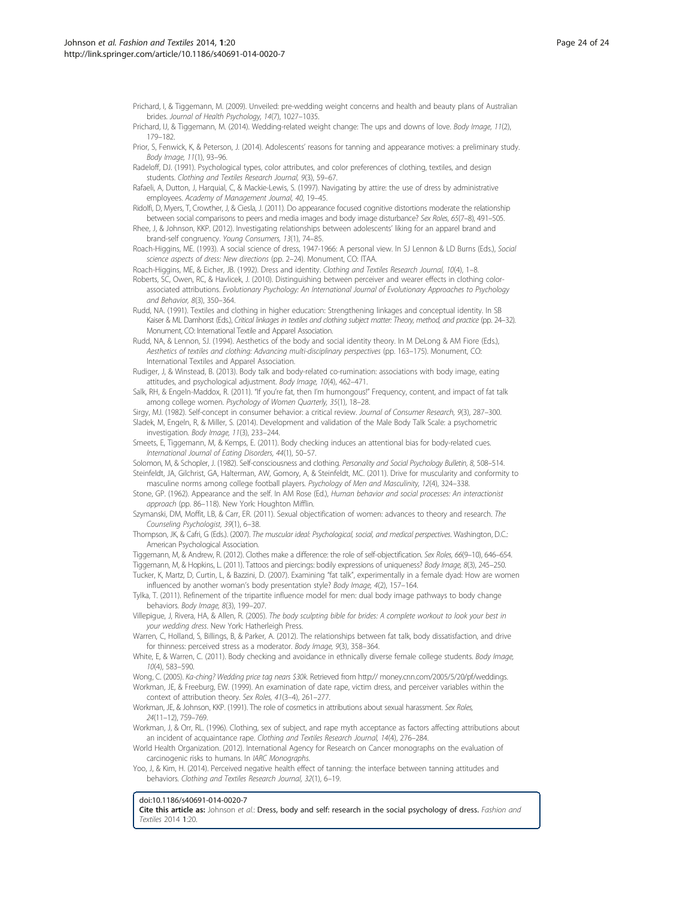Prichard, I, & Tiggemann, M. (2009). Unveiled: pre-wedding weight concerns and health and beauty plans of Australian brides. *Journal of Health Psychology, 14*(7), 1027–1035.

Prichard, IJ, & Tiggemann, M. (2014). Wedding-related weight change: The ups and downs of love. *Body Image, 11*(2), 179–182.

Prior, S, Fenwick, K, & Peterson, J. (2014). Adolescents' reasons for tanning and appearance motives: a preliminary study. *Body Image, 11*(1), 93–96.

Radeloff, DJ. (1991). Psychological types, color attributes, and color preferences of clothing, textiles, and design students. *Clothing and Textiles Research Journal, 9*(3), 59–67.

Rafaeli, A, Dutton, J, Harquial, C, & Mackie-Lewis, S. (1997). Navigating by attire: the use of dress by administrative employees. *Academy of Management Journal, 40*, 19–45.

Ridolfi, D, Myers, T, Crowther, J, & Ciesla, J. (2011). Do appearance focused cognitive distortions moderate the relationship between social comparisons to peers and media images and body image disturbance? *Sex Roles, 65*(7–8), 491–505.

Rhee, J, & Johnson, KKP. (2012). Investigating relationships between adolescents' liking for an apparel brand and brand-self congruency. *Young Consumers, 13*(1), 74–85.

Roach-Higgins, ME. (1993). A social science of dress, 1947-1966: A personal view. In SJ Lennon & LD Burns (Eds.), *Social science aspects of dress: New directions* (pp. 2–24). Monument, CO: ITAA.

Roach-Higgins, ME, & Eicher, JB. (1992). Dress and identity. *Clothing and Textiles Research Journal, 10*(4), 1–8.

Roberts, SC, Owen, RC, & Havlicek, J. (2010). Distinguishing between perceiver and wearer effects in clothing color-associated attributions. *Evolutionary Psychology: An International Journal of Evolutionary Approaches to Psychology and Behavior, 8*(3), 350–364.

Rudd, NA. (1991). Textiles and clothing in higher education: Strengthening linkages and conceptual identity. In SB Kaiser & ML Damhorst (Eds.), *Critical linkages in textiles and clothing subject matter: Theory, method, and practice* (pp. 24–32). Monument, CO: International Textile and Apparel Association.

Rudd, NA, & Lennon, SJ. (1994). Aesthetics of the body and social identity theory. In M DeLong & AM Fiore (Eds.), *Aesthetics of textiles and clothing: Advancing multi-disciplinary perspectives* (pp. 163–175). Monument, CO: International Textiles and Apparel Association.

Rudiger, J, & Winstead, B. (2013). Body talk and body-related co-rumination: associations with body image, eating attitudes, and psychological adjustment. *Body Image, 10*(4), 462–471.

Salk, RH, & Engeln-Maddox, R. (2011). "If you're fat, then I'm humongous!" Frequency, content, and impact of fat talk among college women. *Psychology of Women Quarterly, 35*(1), 18–28.

Sirgy, MJ. (1982). Self-concept in consumer behavior: a critical review. *Journal of Consumer Research, 9*(3), 287–300.

Sladek, M, Engeln, R, & Miller, S. (2014). Development and validation of the Male Body Talk Scale: a psychometric investigation. *Body Image, 11*(3), 233–244.

Smeets, E, Tiggemann, M, & Kemps, E. (2011). Body checking induces an attentional bias for body-related cues. *International Journal of Eating Disorders, 44*(1), 50–57.

Solomon, M, & Schopler, J. (1982). Self-consciousness and clothing. *Personality and Social Psychology Bulletin, 8*, 508–514.

Steinfeldt, JA, Gilchrist, GA, Halterman, AW, Gomory, A, & Steinfeldt, MC. (2011). Drive for muscularity and conformity to masculine norms among college football players. *Psychology of Men and Masculinity, 12*(4), 324–338.

Stone, GP. (1962). Appearance and the self. In AM Rose (Ed.), *Human behavior and social processes: An interactionist approach* (pp. 86–118). New York: Houghton Mifflin.

Szymanski, DM, Moffit, LB, & Carr, ER. (2011). Sexual objectification of women: advances to theory and research. *The Counseling Psychologist, 39*(1), 6–38.

Thompson, JK, & Cafri, G (Eds.). (2007). *The muscular ideal: Psychological, social, and medical perspectives*. Washington, D.C.: American Psychological Association.

Tiggemann, M, & Andrew, R. (2012). Clothes make a difference: the role of self-objectification. *Sex Roles, 66*(9–10), 646–654.

Tiggemann, M, & Hopkins, L. (2011). Tattoos and piercings: bodily expressions of uniqueness? *Body Image, 8*(3), 245–250.

Tucker, K, Martz, D, Curtin, L, & Bazzini, D. (2007). Examining "fat talk", experimentally in a female dyad: How are women influenced by another woman's body presentation style? *Body Image, 4*(2), 157–164.

Tylka, T. (2011). Refinement of the tripartite influence model for men: dual body image pathways to body change behaviors. *Body Image, 8*(3), 199–207.

Villepigue, J, Rivera, HA, & Allen, R. (2005). *The body sculpting bible for brides: A complete workout to look your best in your wedding dress*. New York: Hatherleigh Press.

Warren, C, Holland, S, Billings, B, & Parker, A. (2012). The relationships between fat talk, body dissatisfaction, and drive for thinness: perceived stress as a moderator. *Body Image, 9*(3), 358–364.

White, E, & Warren, C. (2011). Body checking and avoidance in ethnically diverse female college students. *Body Image, 10*(4), 583–590.

Wong, C. (2005). *Ka-ching? Wedding price tag nears $30k*. Retrieved from http:// money.cnn.com/2005/5/20/pf/weddings.

Workman, JE, & Freeburg, EW. (1999). An examination of date rape, victim dress, and perceiver variables within the context of attribution theory. *Sex Roles, 41*(3–4), 261–277.

Workman, JE, & Johnson, KKP. (1991). The role of cosmetics in attributions about sexual harassment. *Sex Roles, 24*(11–12), 759–769.

Workman, J, & Orr, RL. (1996). Clothing, sex of subject, and rape myth acceptance as factors affecting attributions about an incident of acquaintance rape. *Clothing and Textiles Research Journal, 14*(4), 276–284.

World Health Organization. (2012). International Agency for Research on Cancer monographs on the evaluation of carcinogenic risks to humans. In *IARC Monographs*.

Yoo, J, & Kim, H. (2014). Perceived negative health effect of tanning: the interface between tanning attitudes and behaviors. *Clothing and Textiles Research Journal, 32*(1), 6–19.

doi:10.1186/s40691-014-0020-7

**Cite this article as:** Johnson *et al.*: Dress, body and self: research in the social psychology of dress. *Fashion and Textiles* 2014 **1**:20.